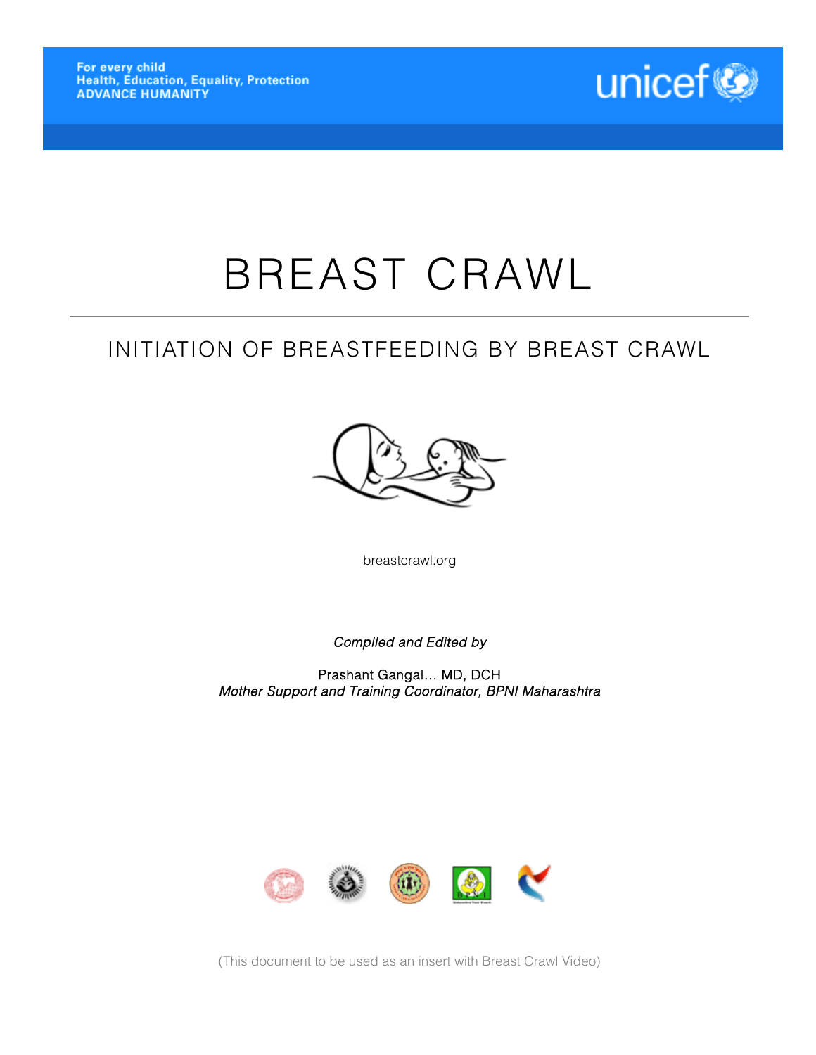For every child
Health, Education, Equality, Protection
ADVANCE HUMANITY

unicef

# BREAST CRAWL

## INITIATION OF BREASTFEEDING BY BREAST CRAWL

breastcrawl.org

*Compiled and Edited by*

Prashant Gangal… MD, DCH
*Mother Support and Training Coordinator, BPNI Maharashtra*

(This document to be used as an insert with Breast Crawl Video)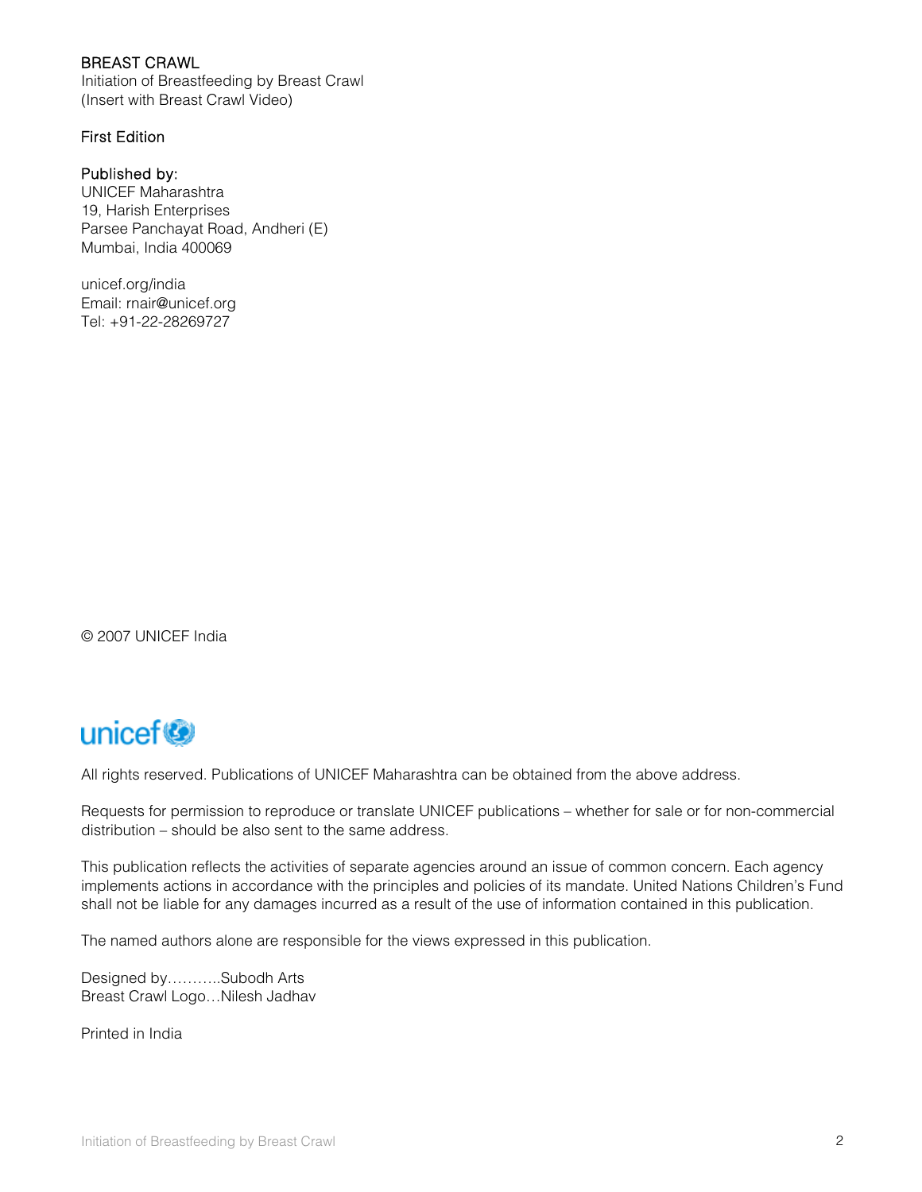BREAST CRAWL
Initiation of Breastfeeding by Breast Crawl
(Insert with Breast Crawl Video)

First Edition

Published by:
UNICEF Maharashtra
19, Harish Enterprises
Parsee Panchayat Road, Andheri (E)
Mumbai, India 400069

unicef.org/india
Email: rnair@unicef.org
Tel: +91-22-28269727

© 2007 UNICEF India

unicef

All rights reserved. Publications of UNICEF Maharashtra can be obtained from the above address.

Requests for permission to reproduce or translate UNICEF publications – whether for sale or for non-commercial distribution – should be also sent to the same address.

This publication reflects the activities of separate agencies around an issue of common concern. Each agency implements actions in accordance with the principles and policies of its mandate. United Nations Children's Fund shall not be liable for any damages incurred as a result of the use of information contained in this publication.

The named authors alone are responsible for the views expressed in this publication.

Designed by………..Subodh Arts
Breast Crawl Logo…Nilesh Jadhav

Printed in India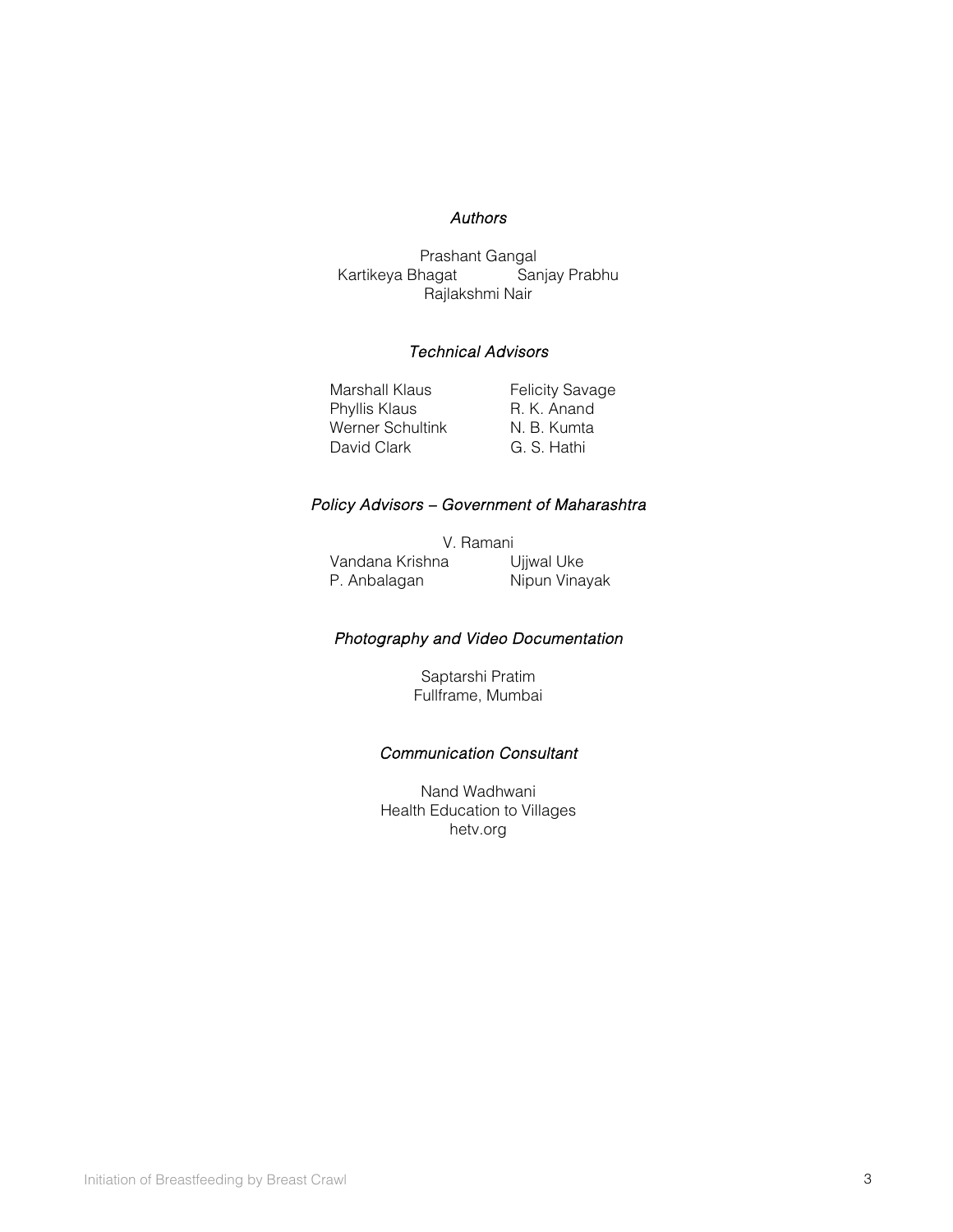*Authors*

Prashant Gangal
Kartikeya Bhagat    Sanjay Prabhu
Rajlakshmi Nair

*Technical Advisors*

Marshall Klaus    Felicity Savage
Phyllis Klaus    R. K. Anand
Werner Schultink    N. B. Kumta
David Clark    G. S. Hathi

*Policy Advisors – Government of Maharashtra*

V. Ramani
Vandana Krishna    Ujjwal Uke
P. Anbalagan    Nipun Vinayak

*Photography and Video Documentation*

Saptarshi Pratim
Fullframe, Mumbai

*Communication Consultant*

Nand Wadhwani
Health Education to Villages
hetv.org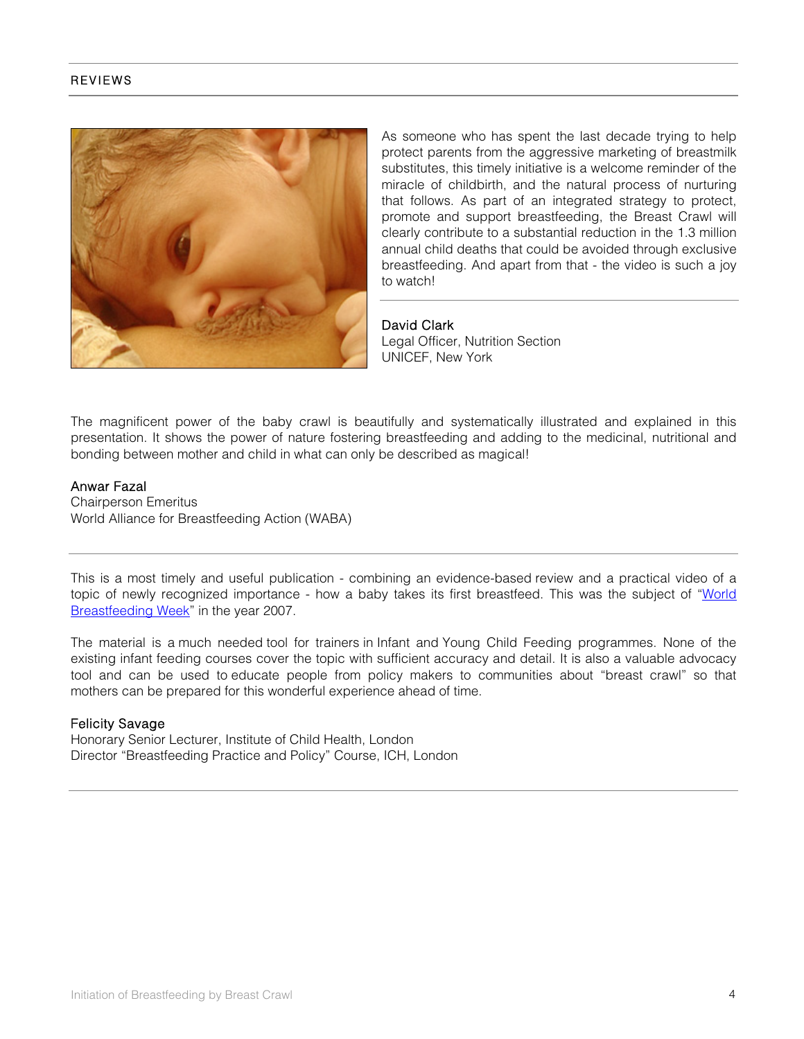## REVIEWS

As someone who has spent the last decade trying to help protect parents from the aggressive marketing of breastmilk substitutes, this timely initiative is a welcome reminder of the miracle of childbirth, and the natural process of nurturing that follows. As part of an integrated strategy to protect, promote and support breastfeeding, the Breast Crawl will clearly contribute to a substantial reduction in the 1.3 million annual child deaths that could be avoided through exclusive breastfeeding. And apart from that - the video is such a joy to watch!

David Clark
Legal Officer, Nutrition Section
UNICEF, New York

---

The magnificent power of the baby crawl is beautifully and systematically illustrated and explained in this presentation. It shows the power of nature fostering breastfeeding and adding to the medicinal, nutritional and bonding between mother and child in what can only be described as magical!

Anwar Fazal
Chairperson Emeritus
World Alliance for Breastfeeding Action (WABA)

---

This is a most timely and useful publication - combining an evidence-based review and a practical video of a topic of newly recognized importance - how a baby takes its first breastfeed. This was the subject of "World Breastfeeding Week" in the year 2007.

The material is a much needed tool for trainers in Infant and Young Child Feeding programmes. None of the existing infant feeding courses cover the topic with sufficient accuracy and detail. It is also a valuable advocacy tool and can be used to educate people from policy makers to communities about "breast crawl" so that mothers can be prepared for this wonderful experience ahead of time.

Felicity Savage
Honorary Senior Lecturer, Institute of Child Health, London
Director "Breastfeeding Practice and Policy" Course, ICH, London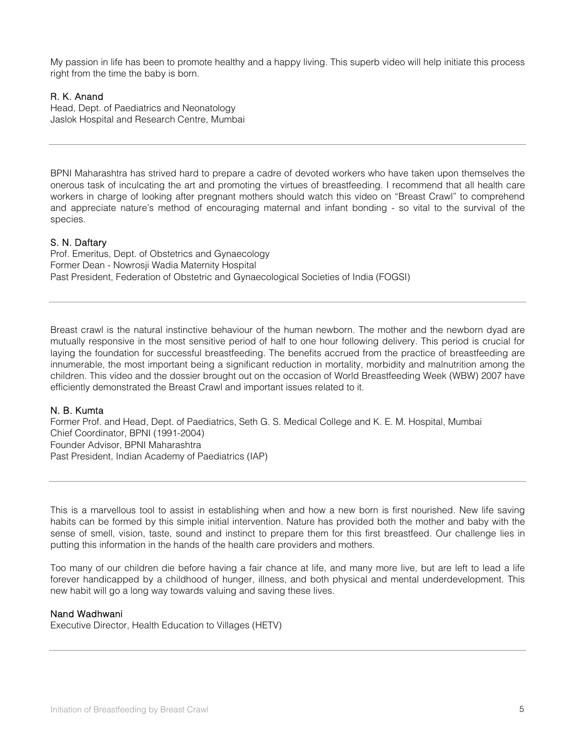My passion in life has been to promote healthy and a happy living. This superb video will help initiate this process right from the time the baby is born.

R. K. Anand  
Head, Dept. of Paediatrics and Neonatology  
Jaslok Hospital and Research Centre, Mumbai

---

BPNI Maharashtra has strived hard to prepare a cadre of devoted workers who have taken upon themselves the onerous task of inculcating the art and promoting the virtues of breastfeeding. I recommend that all health care workers in charge of looking after pregnant mothers should watch this video on "Breast Crawl" to comprehend and appreciate nature's method of encouraging maternal and infant bonding - so vital to the survival of the species.

S. N. Daftary  
Prof. Emeritus, Dept. of Obstetrics and Gynaecology  
Former Dean - Nowrosji Wadia Maternity Hospital  
Past President, Federation of Obstetric and Gynaecological Societies of India (FOGSI)

---

Breast crawl is the natural instinctive behaviour of the human newborn. The mother and the newborn dyad are mutually responsive in the most sensitive period of half to one hour following delivery. This period is crucial for laying the foundation for successful breastfeeding. The benefits accrued from the practice of breastfeeding are innumerable, the most important being a significant reduction in mortality, morbidity and malnutrition among the children. This video and the dossier brought out on the occasion of World Breastfeeding Week (WBW) 2007 have efficiently demonstrated the Breast Crawl and important issues related to it.

N. B. Kumta  
Former Prof. and Head, Dept. of Paediatrics, Seth G. S. Medical College and K. E. M. Hospital, Mumbai  
Chief Coordinator, BPNI (1991-2004)  
Founder Advisor, BPNI Maharashtra  
Past President, Indian Academy of Paediatrics (IAP)

---

This is a marvellous tool to assist in establishing when and how a new born is first nourished. New life saving habits can be formed by this simple initial intervention. Nature has provided both the mother and baby with the sense of smell, vision, taste, sound and instinct to prepare them for this first breastfeed. Our challenge lies in putting this information in the hands of the health care providers and mothers.

Too many of our children die before having a fair chance at life, and many more live, but are left to lead a life forever handicapped by a childhood of hunger, illness, and both physical and mental underdevelopment. This new habit will go a long way towards valuing and saving these lives.

Nand Wadhwani  
Executive Director, Health Education to Villages (HETV)

---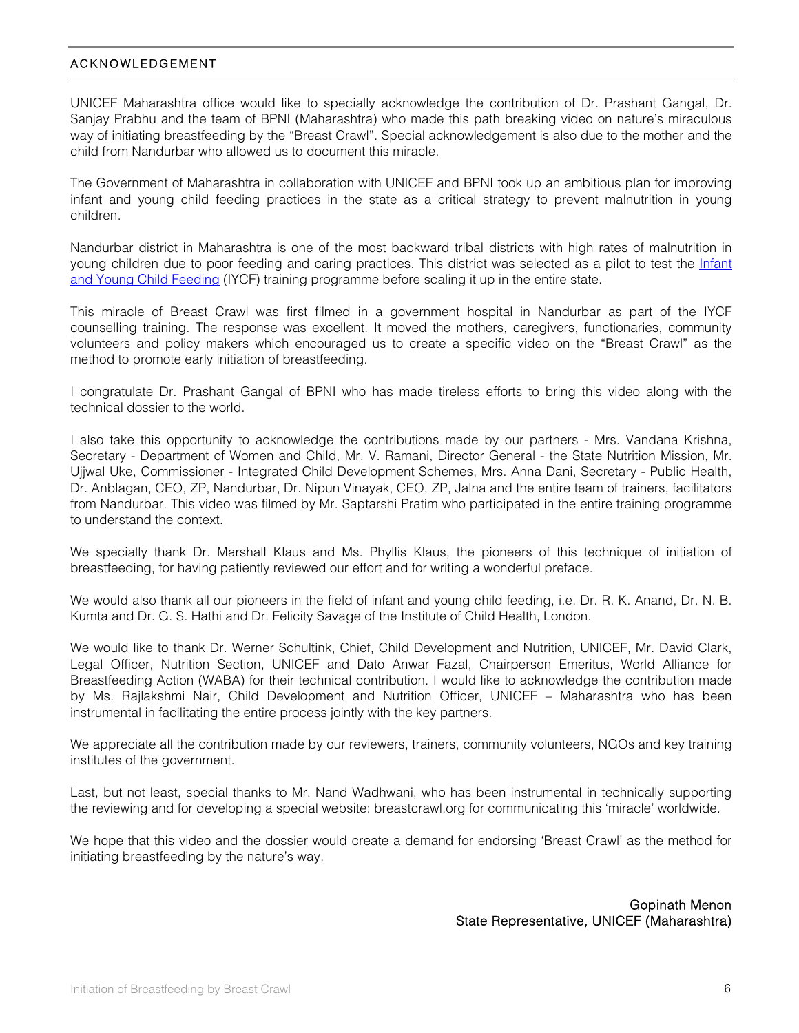## ACKNOWLEDGEMENT

UNICEF Maharashtra office would like to specially acknowledge the contribution of Dr. Prashant Gangal, Dr. Sanjay Prabhu and the team of BPNI (Maharashtra) who made this path breaking video on nature's miraculous way of initiating breastfeeding by the "Breast Crawl". Special acknowledgement is also due to the mother and the child from Nandurbar who allowed us to document this miracle.

The Government of Maharashtra in collaboration with UNICEF and BPNI took up an ambitious plan for improving infant and young child feeding practices in the state as a critical strategy to prevent malnutrition in young children.

Nandurbar district in Maharashtra is one of the most backward tribal districts with high rates of malnutrition in young children due to poor feeding and caring practices. This district was selected as a pilot to test the Infant and Young Child Feeding (IYCF) training programme before scaling it up in the entire state.

This miracle of Breast Crawl was first filmed in a government hospital in Nandurbar as part of the IYCF counselling training. The response was excellent. It moved the mothers, caregivers, functionaries, community volunteers and policy makers which encouraged us to create a specific video on the "Breast Crawl" as the method to promote early initiation of breastfeeding.

I congratulate Dr. Prashant Gangal of BPNI who has made tireless efforts to bring this video along with the technical dossier to the world.

I also take this opportunity to acknowledge the contributions made by our partners - Mrs. Vandana Krishna, Secretary - Department of Women and Child, Mr. V. Ramani, Director General - the State Nutrition Mission, Mr. Ujjwal Uke, Commissioner - Integrated Child Development Schemes, Mrs. Anna Dani, Secretary - Public Health, Dr. Anblagan, CEO, ZP, Nandurbar, Dr. Nipun Vinayak, CEO, ZP, Jalna and the entire team of trainers, facilitators from Nandurbar. This video was filmed by Mr. Saptarshi Pratim who participated in the entire training programme to understand the context.

We specially thank Dr. Marshall Klaus and Ms. Phyllis Klaus, the pioneers of this technique of initiation of breastfeeding, for having patiently reviewed our effort and for writing a wonderful preface.

We would also thank all our pioneers in the field of infant and young child feeding, i.e. Dr. R. K. Anand, Dr. N. B. Kumta and Dr. G. S. Hathi and Dr. Felicity Savage of the Institute of Child Health, London.

We would like to thank Dr. Werner Schultink, Chief, Child Development and Nutrition, UNICEF, Mr. David Clark, Legal Officer, Nutrition Section, UNICEF and Dato Anwar Fazal, Chairperson Emeritus, World Alliance for Breastfeeding Action (WABA) for their technical contribution. I would like to acknowledge the contribution made by Ms. Rajlakshmi Nair, Child Development and Nutrition Officer, UNICEF – Maharashtra who has been instrumental in facilitating the entire process jointly with the key partners.

We appreciate all the contribution made by our reviewers, trainers, community volunteers, NGOs and key training institutes of the government.

Last, but not least, special thanks to Mr. Nand Wadhwani, who has been instrumental in technically supporting the reviewing and for developing a special website: breastcrawl.org for communicating this 'miracle' worldwide.

We hope that this video and the dossier would create a demand for endorsing 'Breast Crawl' as the method for initiating breastfeeding by the nature's way.

Gopinath Menon
State Representative, UNICEF (Maharashtra)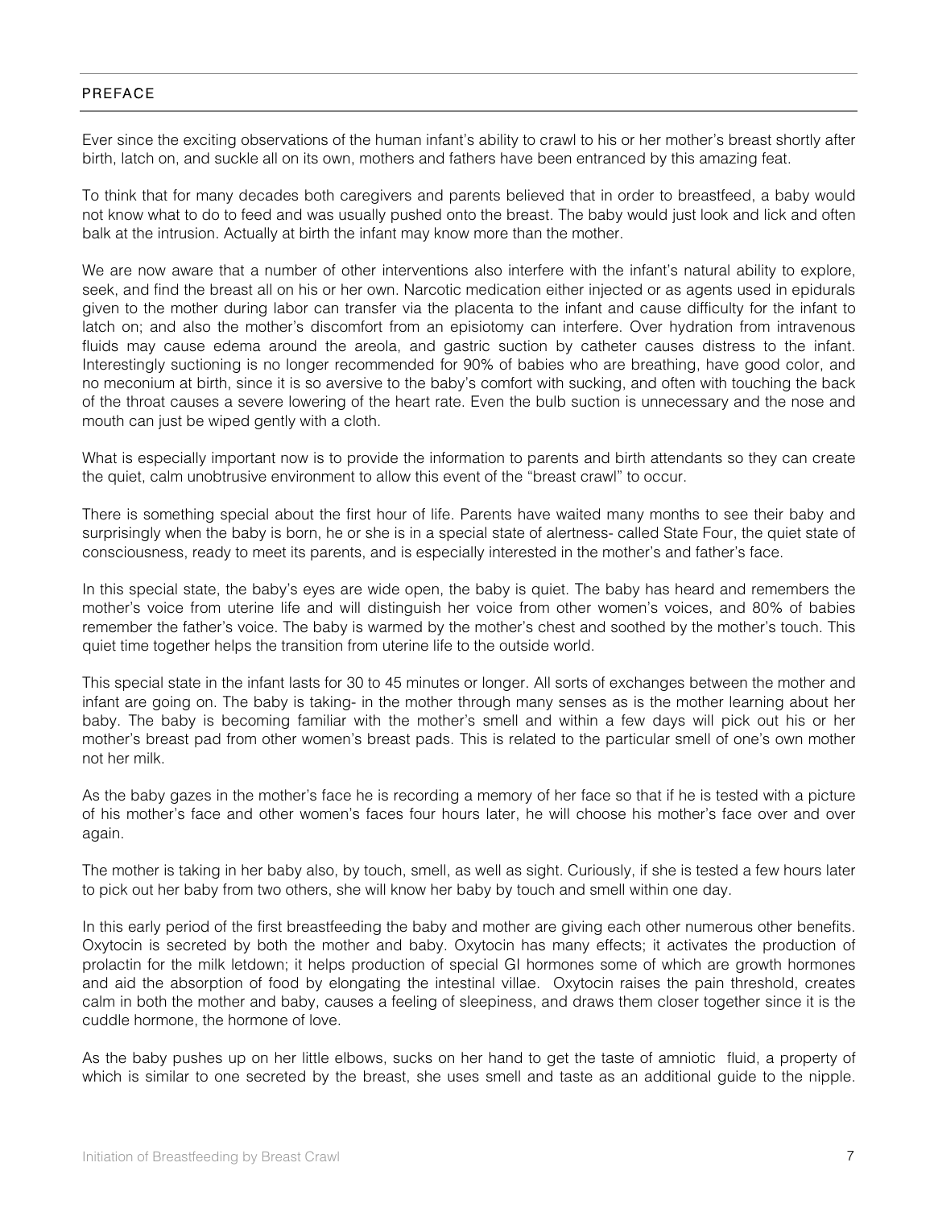## PREFACE

Ever since the exciting observations of the human infant's ability to crawl to his or her mother's breast shortly after birth, latch on, and suckle all on its own, mothers and fathers have been entranced by this amazing feat.

To think that for many decades both caregivers and parents believed that in order to breastfeed, a baby would not know what to do to feed and was usually pushed onto the breast. The baby would just look and lick and often balk at the intrusion. Actually at birth the infant may know more than the mother.

We are now aware that a number of other interventions also interfere with the infant's natural ability to explore, seek, and find the breast all on his or her own. Narcotic medication either injected or as agents used in epidurals given to the mother during labor can transfer via the placenta to the infant and cause difficulty for the infant to latch on; and also the mother's discomfort from an episiotomy can interfere. Over hydration from intravenous fluids may cause edema around the areola, and gastric suction by catheter causes distress to the infant. Interestingly suctioning is no longer recommended for 90% of babies who are breathing, have good color, and no meconium at birth, since it is so aversive to the baby's comfort with sucking, and often with touching the back of the throat causes a severe lowering of the heart rate. Even the bulb suction is unnecessary and the nose and mouth can just be wiped gently with a cloth.

What is especially important now is to provide the information to parents and birth attendants so they can create the quiet, calm unobtrusive environment to allow this event of the "breast crawl" to occur.

There is something special about the first hour of life. Parents have waited many months to see their baby and surprisingly when the baby is born, he or she is in a special state of alertness- called State Four, the quiet state of consciousness, ready to meet its parents, and is especially interested in the mother's and father's face.

In this special state, the baby's eyes are wide open, the baby is quiet. The baby has heard and remembers the mother's voice from uterine life and will distinguish her voice from other women's voices, and 80% of babies remember the father's voice. The baby is warmed by the mother's chest and soothed by the mother's touch. This quiet time together helps the transition from uterine life to the outside world.

This special state in the infant lasts for 30 to 45 minutes or longer. All sorts of exchanges between the mother and infant are going on. The baby is taking- in the mother through many senses as is the mother learning about her baby. The baby is becoming familiar with the mother's smell and within a few days will pick out his or her mother's breast pad from other women's breast pads. This is related to the particular smell of one's own mother not her milk.

As the baby gazes in the mother's face he is recording a memory of her face so that if he is tested with a picture of his mother's face and other women's faces four hours later, he will choose his mother's face over and over again.

The mother is taking in her baby also, by touch, smell, as well as sight. Curiously, if she is tested a few hours later to pick out her baby from two others, she will know her baby by touch and smell within one day.

In this early period of the first breastfeeding the baby and mother are giving each other numerous other benefits. Oxytocin is secreted by both the mother and baby. Oxytocin has many effects; it activates the production of prolactin for the milk letdown; it helps production of special GI hormones some of which are growth hormones and aid the absorption of food by elongating the intestinal villae. Oxytocin raises the pain threshold, creates calm in both the mother and baby, causes a feeling of sleepiness, and draws them closer together since it is the cuddle hormone, the hormone of love.

As the baby pushes up on her little elbows, sucks on her hand to get the taste of amniotic fluid, a property of which is similar to one secreted by the breast, she uses smell and taste as an additional guide to the nipple.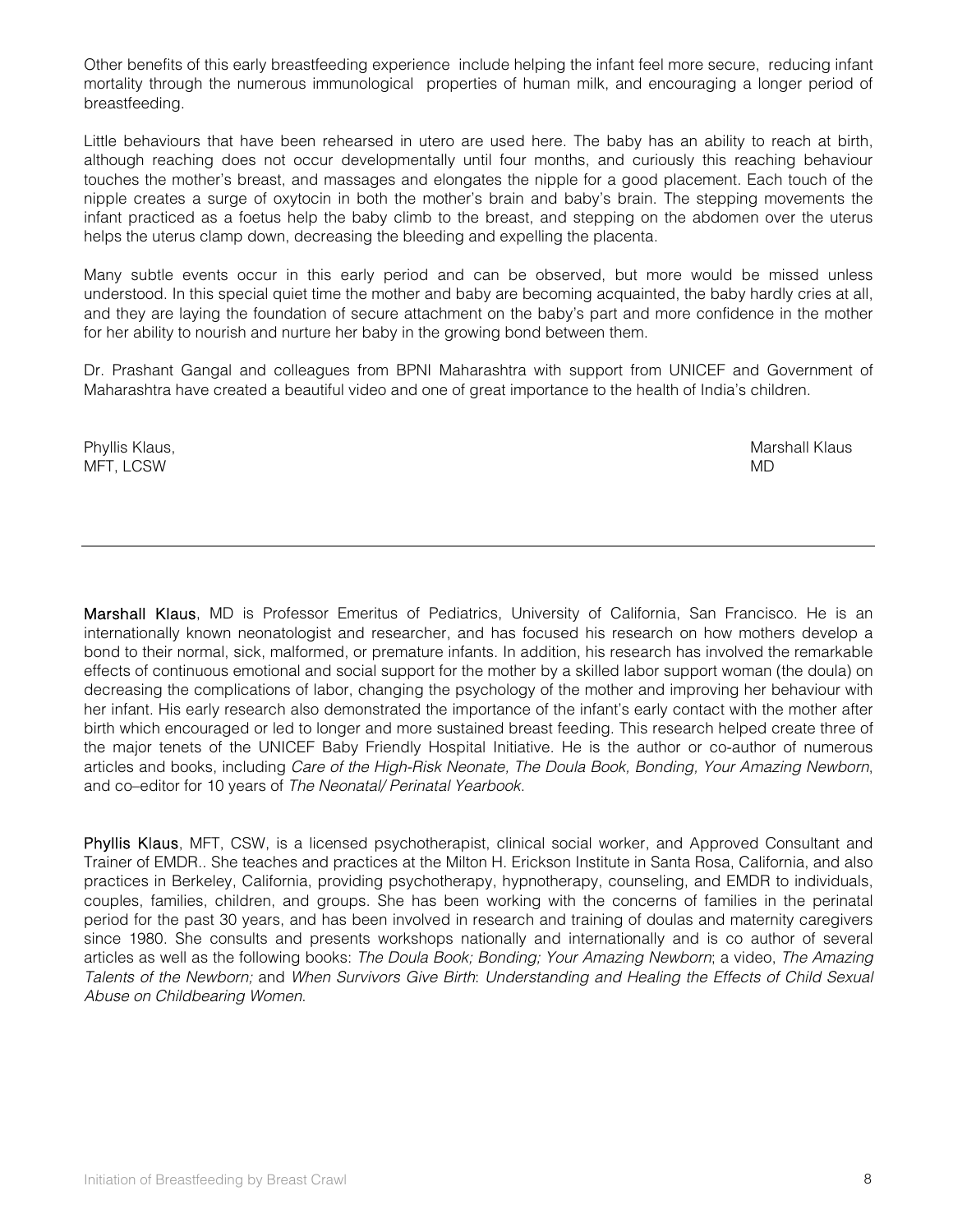Other benefits of this early breastfeeding experience include helping the infant feel more secure, reducing infant mortality through the numerous immunological properties of human milk, and encouraging a longer period of breastfeeding.

Little behaviours that have been rehearsed in utero are used here. The baby has an ability to reach at birth, although reaching does not occur developmentally until four months, and curiously this reaching behaviour touches the mother's breast, and massages and elongates the nipple for a good placement. Each touch of the nipple creates a surge of oxytocin in both the mother's brain and baby's brain. The stepping movements the infant practiced as a foetus help the baby climb to the breast, and stepping on the abdomen over the uterus helps the uterus clamp down, decreasing the bleeding and expelling the placenta.

Many subtle events occur in this early period and can be observed, but more would be missed unless understood. In this special quiet time the mother and baby are becoming acquainted, the baby hardly cries at all, and they are laying the foundation of secure attachment on the baby's part and more confidence in the mother for her ability to nourish and nurture her baby in the growing bond between them.

Dr. Prashant Gangal and colleagues from BPNI Maharashtra with support from UNICEF and Government of Maharashtra have created a beautiful video and one of great importance to the health of India's children.

Phyllis Klaus,
MFT, LCSW

Marshall Klaus
MD

---

**Marshall Klaus**, MD is Professor Emeritus of Pediatrics, University of California, San Francisco. He is an internationally known neonatologist and researcher, and has focused his research on how mothers develop a bond to their normal, sick, malformed, or premature infants. In addition, his research has involved the remarkable effects of continuous emotional and social support for the mother by a skilled labor support woman (the doula) on decreasing the complications of labor, changing the psychology of the mother and improving her behaviour with her infant. His early research also demonstrated the importance of the infant's early contact with the mother after birth which encouraged or led to longer and more sustained breast feeding. This research helped create three of the major tenets of the UNICEF Baby Friendly Hospital Initiative. He is the author or co-author of numerous articles and books, including *Care of the High-Risk Neonate, The Doula Book, Bonding, Your Amazing Newborn*, and co–editor for 10 years of *The Neonatal/ Perinatal Yearbook*.

**Phyllis Klaus**, MFT, CSW, is a licensed psychotherapist, clinical social worker, and Approved Consultant and Trainer of EMDR.. She teaches and practices at the Milton H. Erickson Institute in Santa Rosa, California, and also practices in Berkeley, California, providing psychotherapy, hypnotherapy, counseling, and EMDR to individuals, couples, families, children, and groups. She has been working with the concerns of families in the perinatal period for the past 30 years, and has been involved in research and training of doulas and maternity caregivers since 1980. She consults and presents workshops nationally and internationally and is co author of several articles as well as the following books: *The Doula Book; Bonding; Your Amazing Newborn*; a video, *The Amazing Talents of the Newborn;* and *When Survivors Give Birth*: *Understanding and Healing the Effects of Child Sexual Abuse on Childbearing Women*.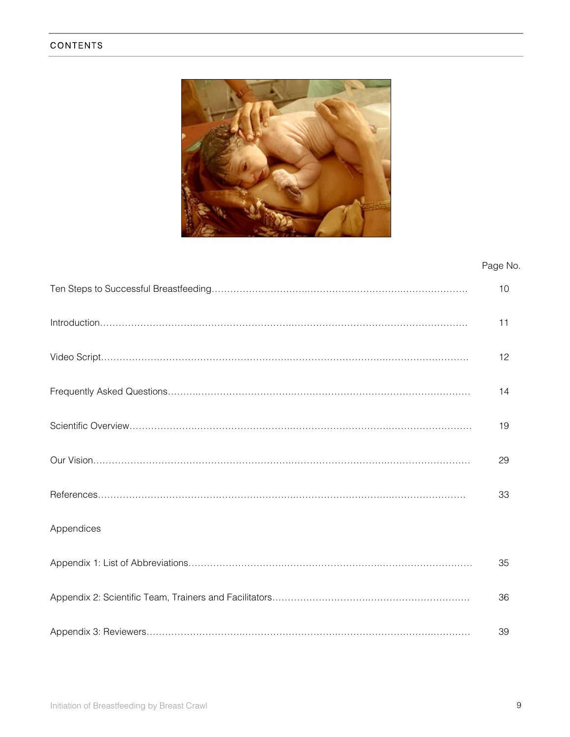# CONTENTS

| | Page No. |
|---|---|
| Ten Steps to Successful Breastfeeding | 10 |
| Introduction | 11 |
| Video Script | 12 |
| Frequently Asked Questions | 14 |
| Scientific Overview | 19 |
| Our Vision | 29 |
| References | 33 |
| Appendices | |
| Appendix 1: List of Abbreviations | 35 |
| Appendix 2: Scientific Team, Trainers and Facilitators | 36 |
| Appendix 3: Reviewers | 39 |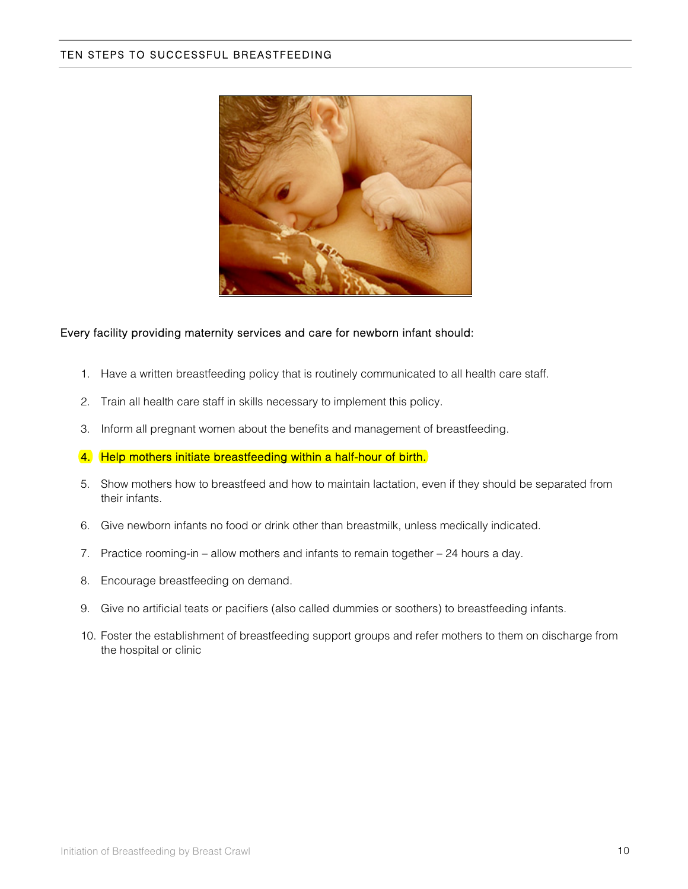Every facility providing maternity services and care for newborn infant should:

1. Have a written breastfeeding policy that is routinely communicated to all health care staff.
2. Train all health care staff in skills necessary to implement this policy.
3. Inform all pregnant women about the benefits and management of breastfeeding.
4. Help mothers initiate breastfeeding within a half-hour of birth.
5. Show mothers how to breastfeed and how to maintain lactation, even if they should be separated from their infants.
6. Give newborn infants no food or drink other than breastmilk, unless medically indicated.
7. Practice rooming-in – allow mothers and infants to remain together – 24 hours a day.
8. Encourage breastfeeding on demand.
9. Give no artificial teats or pacifiers (also called dummies or soothers) to breastfeeding infants.
10. Foster the establishment of breastfeeding support groups and refer mothers to them on discharge from the hospital or clinic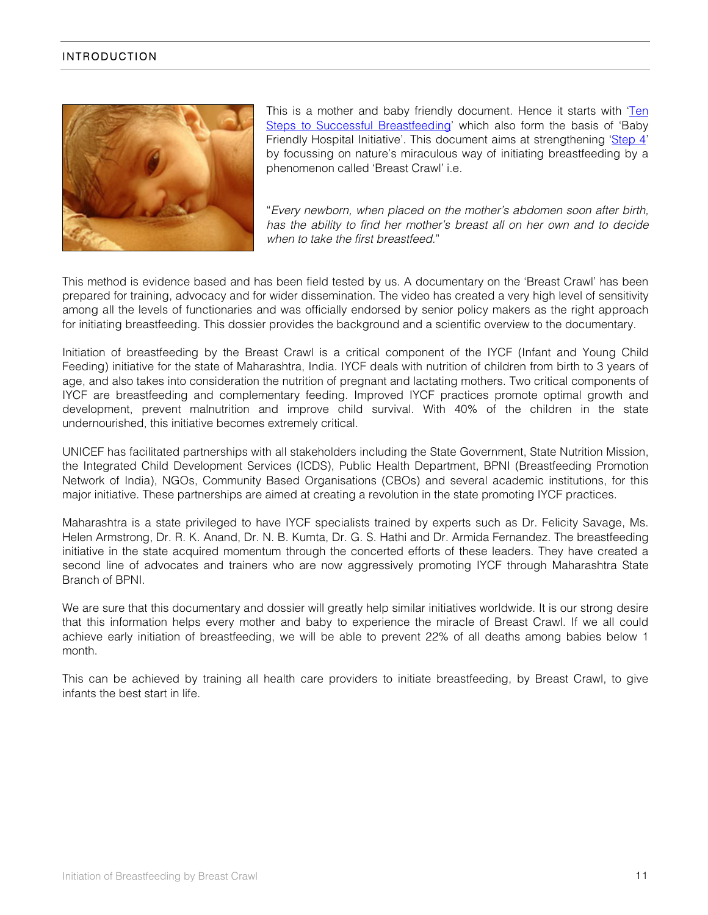# INTRODUCTION

This is a mother and baby friendly document. Hence it starts with 'Ten Steps to Successful Breastfeeding' which also form the basis of 'Baby Friendly Hospital Initiative'. This document aims at strengthening 'Step 4' by focussing on nature's miraculous way of initiating breastfeeding by a phenomenon called 'Breast Crawl' i.e.

"*Every newborn, when placed on the mother's abdomen soon after birth, has the ability to find her mother's breast all on her own and to decide when to take the first breastfeed.*"

This method is evidence based and has been field tested by us. A documentary on the 'Breast Crawl' has been prepared for training, advocacy and for wider dissemination. The video has created a very high level of sensitivity among all the levels of functionaries and was officially endorsed by senior policy makers as the right approach for initiating breastfeeding. This dossier provides the background and a scientific overview to the documentary.

Initiation of breastfeeding by the Breast Crawl is a critical component of the IYCF (Infant and Young Child Feeding) initiative for the state of Maharashtra, India. IYCF deals with nutrition of children from birth to 3 years of age, and also takes into consideration the nutrition of pregnant and lactating mothers. Two critical components of IYCF are breastfeeding and complementary feeding. Improved IYCF practices promote optimal growth and development, prevent malnutrition and improve child survival. With 40% of the children in the state undernourished, this initiative becomes extremely critical.

UNICEF has facilitated partnerships with all stakeholders including the State Government, State Nutrition Mission, the Integrated Child Development Services (ICDS), Public Health Department, BPNI (Breastfeeding Promotion Network of India), NGOs, Community Based Organisations (CBOs) and several academic institutions, for this major initiative. These partnerships are aimed at creating a revolution in the state promoting IYCF practices.

Maharashtra is a state privileged to have IYCF specialists trained by experts such as Dr. Felicity Savage, Ms. Helen Armstrong, Dr. R. K. Anand, Dr. N. B. Kumta, Dr. G. S. Hathi and Dr. Armida Fernandez. The breastfeeding initiative in the state acquired momentum through the concerted efforts of these leaders. They have created a second line of advocates and trainers who are now aggressively promoting IYCF through Maharashtra State Branch of BPNI.

We are sure that this documentary and dossier will greatly help similar initiatives worldwide. It is our strong desire that this information helps every mother and baby to experience the miracle of Breast Crawl. If we all could achieve early initiation of breastfeeding, we will be able to prevent 22% of all deaths among babies below 1 month.

This can be achieved by training all health care providers to initiate breastfeeding, by Breast Crawl, to give infants the best start in life.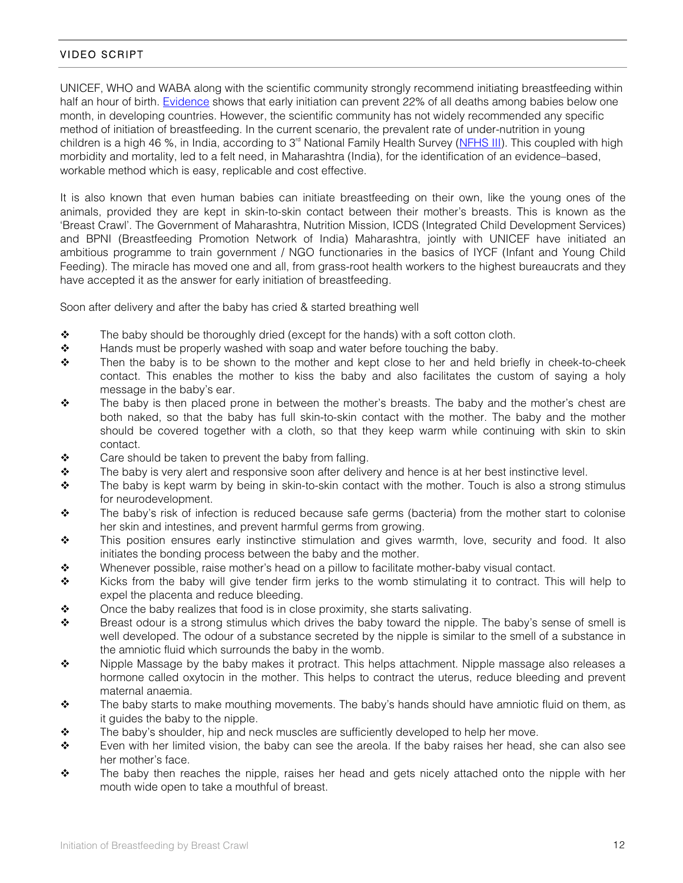## VIDEO SCRIPT

UNICEF, WHO and WABA along with the scientific community strongly recommend initiating breastfeeding within half an hour of birth. Evidence shows that early initiation can prevent 22% of all deaths among babies below one month, in developing countries. However, the scientific community has not widely recommended any specific method of initiation of breastfeeding. In the current scenario, the prevalent rate of under-nutrition in young children is a high 46 %, in India, according to 3rd National Family Health Survey (NFHS III). This coupled with high morbidity and mortality, led to a felt need, in Maharashtra (India), for the identification of an evidence–based, workable method which is easy, replicable and cost effective.

It is also known that even human babies can initiate breastfeeding on their own, like the young ones of the animals, provided they are kept in skin-to-skin contact between their mother's breasts. This is known as the 'Breast Crawl'. The Government of Maharashtra, Nutrition Mission, ICDS (Integrated Child Development Services) and BPNI (Breastfeeding Promotion Network of India) Maharashtra, jointly with UNICEF have initiated an ambitious programme to train government / NGO functionaries in the basics of IYCF (Infant and Young Child Feeding). The miracle has moved one and all, from grass-root health workers to the highest bureaucrats and they have accepted it as the answer for early initiation of breastfeeding.

Soon after delivery and after the baby has cried & started breathing well

- The baby should be thoroughly dried (except for the hands) with a soft cotton cloth.
- Hands must be properly washed with soap and water before touching the baby.
- Then the baby is to be shown to the mother and kept close to her and held briefly in cheek-to-cheek contact. This enables the mother to kiss the baby and also facilitates the custom of saying a holy message in the baby's ear.
- The baby is then placed prone in between the mother's breasts. The baby and the mother's chest are both naked, so that the baby has full skin-to-skin contact with the mother. The baby and the mother should be covered together with a cloth, so that they keep warm while continuing with skin to skin contact.
- Care should be taken to prevent the baby from falling.
- The baby is very alert and responsive soon after delivery and hence is at her best instinctive level.
- The baby is kept warm by being in skin-to-skin contact with the mother. Touch is also a strong stimulus for neurodevelopment.
- The baby's risk of infection is reduced because safe germs (bacteria) from the mother start to colonise her skin and intestines, and prevent harmful germs from growing.
- This position ensures early instinctive stimulation and gives warmth, love, security and food. It also initiates the bonding process between the baby and the mother.
- Whenever possible, raise mother's head on a pillow to facilitate mother-baby visual contact.
- Kicks from the baby will give tender firm jerks to the womb stimulating it to contract. This will help to expel the placenta and reduce bleeding.
- Once the baby realizes that food is in close proximity, she starts salivating.
- Breast odour is a strong stimulus which drives the baby toward the nipple. The baby's sense of smell is well developed. The odour of a substance secreted by the nipple is similar to the smell of a substance in the amniotic fluid which surrounds the baby in the womb.
- Nipple Massage by the baby makes it protract. This helps attachment. Nipple massage also releases a hormone called oxytocin in the mother. This helps to contract the uterus, reduce bleeding and prevent maternal anaemia.
- The baby starts to make mouthing movements. The baby's hands should have amniotic fluid on them, as it guides the baby to the nipple.
- The baby's shoulder, hip and neck muscles are sufficiently developed to help her move.
- Even with her limited vision, the baby can see the areola. If the baby raises her head, she can also see her mother's face.
- The baby then reaches the nipple, raises her head and gets nicely attached onto the nipple with her mouth wide open to take a mouthful of breast.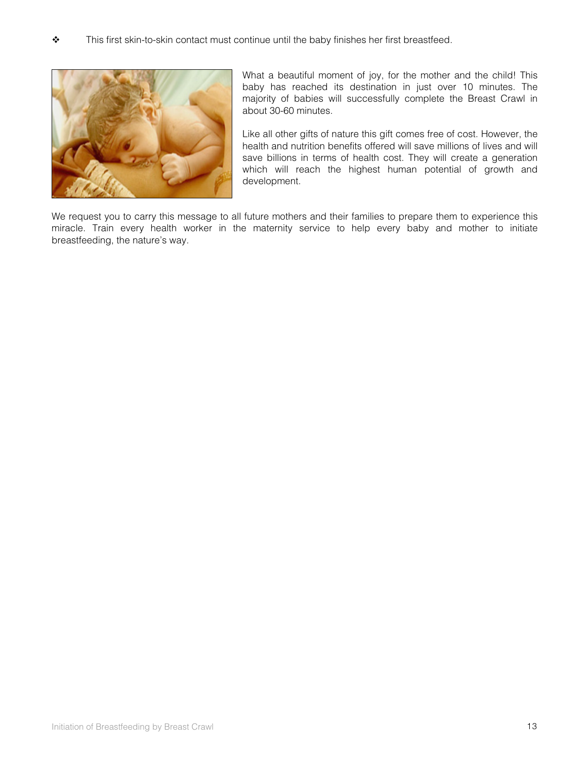- This first skin-to-skin contact must continue until the baby finishes her first breastfeed.

What a beautiful moment of joy, for the mother and the child! This baby has reached its destination in just over 10 minutes. The majority of babies will successfully complete the Breast Crawl in about 30-60 minutes.

Like all other gifts of nature this gift comes free of cost. However, the health and nutrition benefits offered will save millions of lives and will save billions in terms of health cost. They will create a generation which will reach the highest human potential of growth and development.

We request you to carry this message to all future mothers and their families to prepare them to experience this miracle. Train every health worker in the maternity service to help every baby and mother to initiate breastfeeding, the nature's way.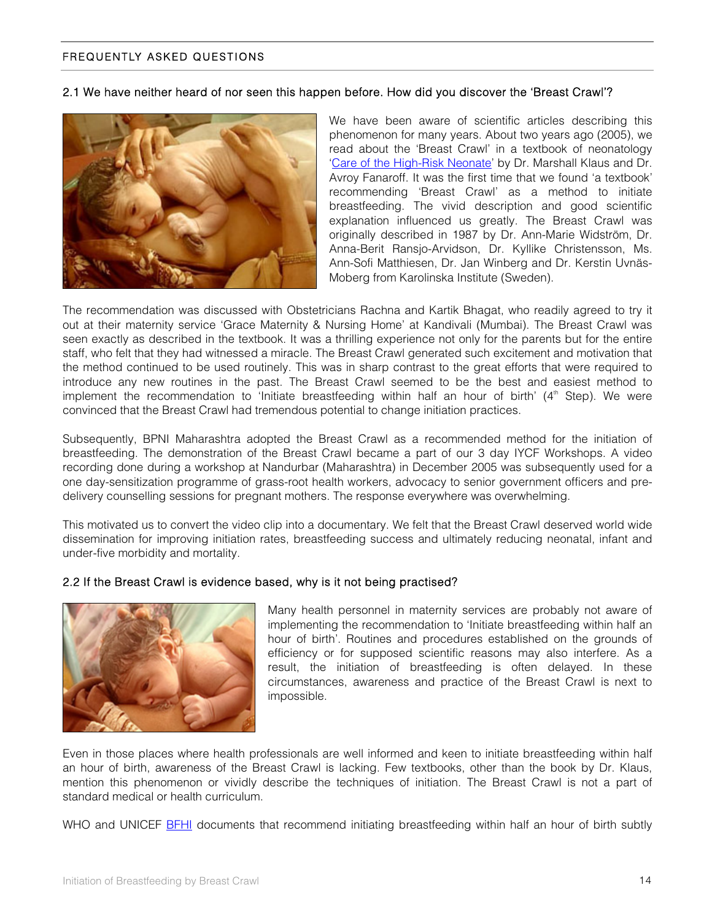FREQUENTLY ASKED QUESTIONS

### 2.1 We have neither heard of nor seen this happen before. How did you discover the 'Breast Crawl'?

We have been aware of scientific articles describing this phenomenon for many years. About two years ago (2005), we read about the 'Breast Crawl' in a textbook of neonatology '[Care of the High-Risk Neonate]' by Dr. Marshall Klaus and Dr. Avroy Fanaroff. It was the first time that we found 'a textbook' recommending 'Breast Crawl' as a method to initiate breastfeeding. The vivid description and good scientific explanation influenced us greatly. The Breast Crawl was originally described in 1987 by Dr. Ann-Marie Widström, Dr. Anna-Berit Ransjo-Arvidson, Dr. Kyllike Christensson, Ms. Ann-Sofi Matthiesen, Dr. Jan Winberg and Dr. Kerstin Uvnäs-Moberg from Karolinska Institute (Sweden).

The recommendation was discussed with Obstetricians Rachna and Kartik Bhagat, who readily agreed to try it out at their maternity service 'Grace Maternity & Nursing Home' at Kandivali (Mumbai). The Breast Crawl was seen exactly as described in the textbook. It was a thrilling experience not only for the parents but for the entire staff, who felt that they had witnessed a miracle. The Breast Crawl generated such excitement and motivation that the method continued to be used routinely. This was in sharp contrast to the great efforts that were required to introduce any new routines in the past. The Breast Crawl seemed to be the best and easiest method to implement the recommendation to 'Initiate breastfeeding within half an hour of birth' (4th Step). We were convinced that the Breast Crawl had tremendous potential to change initiation practices.

Subsequently, BPNI Maharashtra adopted the Breast Crawl as a recommended method for the initiation of breastfeeding. The demonstration of the Breast Crawl became a part of our 3 day IYCF Workshops. A video recording done during a workshop at Nandurbar (Maharashtra) in December 2005 was subsequently used for a one day-sensitization programme of grass-root health workers, advocacy to senior government officers and pre-delivery counselling sessions for pregnant mothers. The response everywhere was overwhelming.

This motivated us to convert the video clip into a documentary. We felt that the Breast Crawl deserved world wide dissemination for improving initiation rates, breastfeeding success and ultimately reducing neonatal, infant and under-five morbidity and mortality.

### 2.2 If the Breast Crawl is evidence based, why is it not being practised?

Many health personnel in maternity services are probably not aware of implementing the recommendation to 'Initiate breastfeeding within half an hour of birth'. Routines and procedures established on the grounds of efficiency or for supposed scientific reasons may also interfere. As a result, the initiation of breastfeeding is often delayed. In these circumstances, awareness and practice of the Breast Crawl is next to impossible.

Even in those places where health professionals are well informed and keen to initiate breastfeeding within half an hour of birth, awareness of the Breast Crawl is lacking. Few textbooks, other than the book by Dr. Klaus, mention this phenomenon or vividly describe the techniques of initiation. The Breast Crawl is not a part of standard medical or health curriculum.

WHO and UNICEF BFHI documents that recommend initiating breastfeeding within half an hour of birth subtly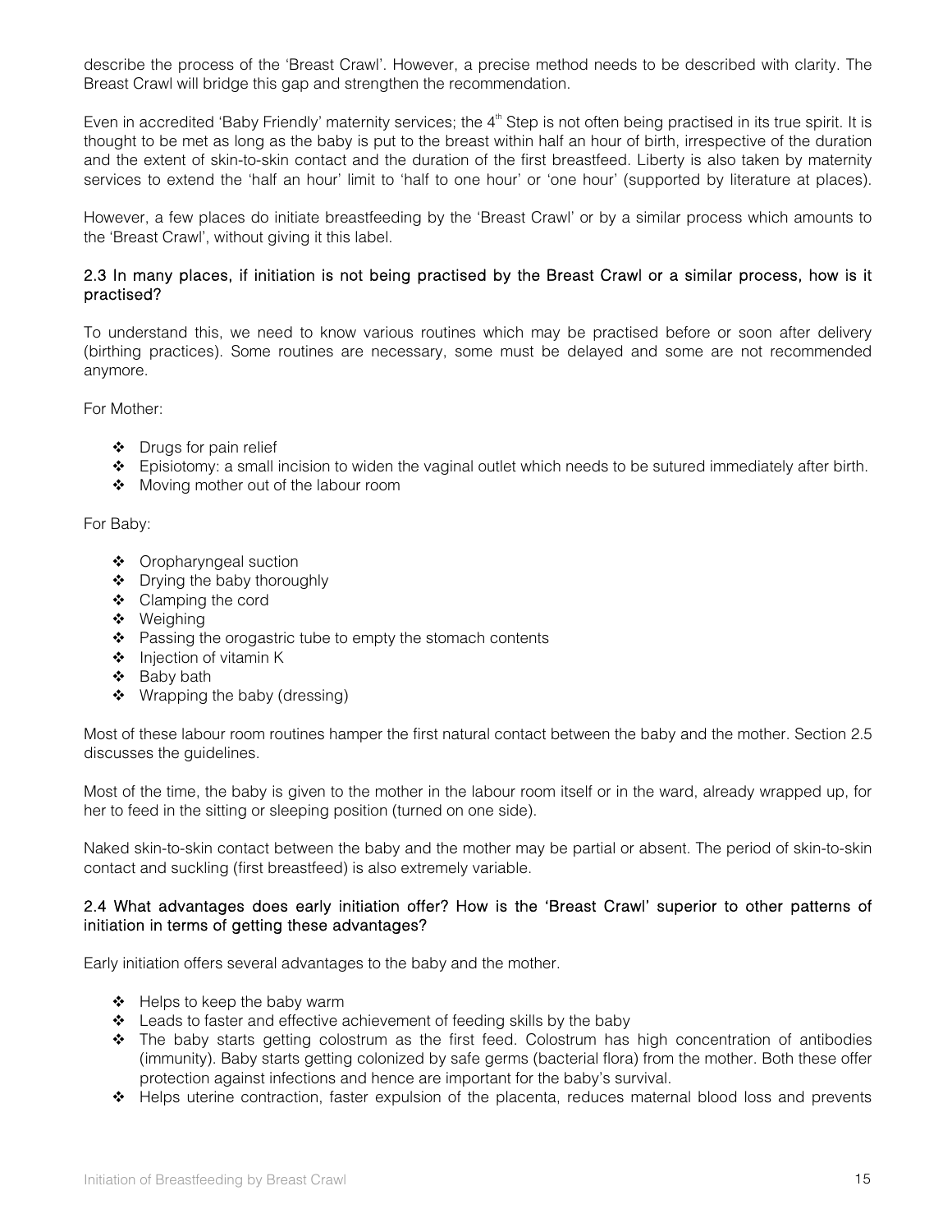describe the process of the 'Breast Crawl'. However, a precise method needs to be described with clarity. The Breast Crawl will bridge this gap and strengthen the recommendation.

Even in accredited 'Baby Friendly' maternity services; the 4th Step is not often being practised in its true spirit. It is thought to be met as long as the baby is put to the breast within half an hour of birth, irrespective of the duration and the extent of skin-to-skin contact and the duration of the first breastfeed. Liberty is also taken by maternity services to extend the 'half an hour' limit to 'half to one hour' or 'one hour' (supported by literature at places).

However, a few places do initiate breastfeeding by the 'Breast Crawl' or by a similar process which amounts to the 'Breast Crawl', without giving it this label.

### 2.3 In many places, if initiation is not being practised by the Breast Crawl or a similar process, how is it practised?

To understand this, we need to know various routines which may be practised before or soon after delivery (birthing practices). Some routines are necessary, some must be delayed and some are not recommended anymore.

For Mother:

- Drugs for pain relief
- Episiotomy: a small incision to widen the vaginal outlet which needs to be sutured immediately after birth.
- Moving mother out of the labour room

For Baby:

- Oropharyngeal suction
- Drying the baby thoroughly
- Clamping the cord
- Weighing
- Passing the orogastric tube to empty the stomach contents
- Injection of vitamin K
- Baby bath
- Wrapping the baby (dressing)

Most of these labour room routines hamper the first natural contact between the baby and the mother. Section 2.5 discusses the guidelines.

Most of the time, the baby is given to the mother in the labour room itself or in the ward, already wrapped up, for her to feed in the sitting or sleeping position (turned on one side).

Naked skin-to-skin contact between the baby and the mother may be partial or absent. The period of skin-to-skin contact and suckling (first breastfeed) is also extremely variable.

### 2.4 What advantages does early initiation offer? How is the 'Breast Crawl' superior to other patterns of initiation in terms of getting these advantages?

Early initiation offers several advantages to the baby and the mother.

- Helps to keep the baby warm
- Leads to faster and effective achievement of feeding skills by the baby
- The baby starts getting colostrum as the first feed. Colostrum has high concentration of antibodies (immunity). Baby starts getting colonized by safe germs (bacterial flora) from the mother. Both these offer protection against infections and hence are important for the baby's survival.
- Helps uterine contraction, faster expulsion of the placenta, reduces maternal blood loss and prevents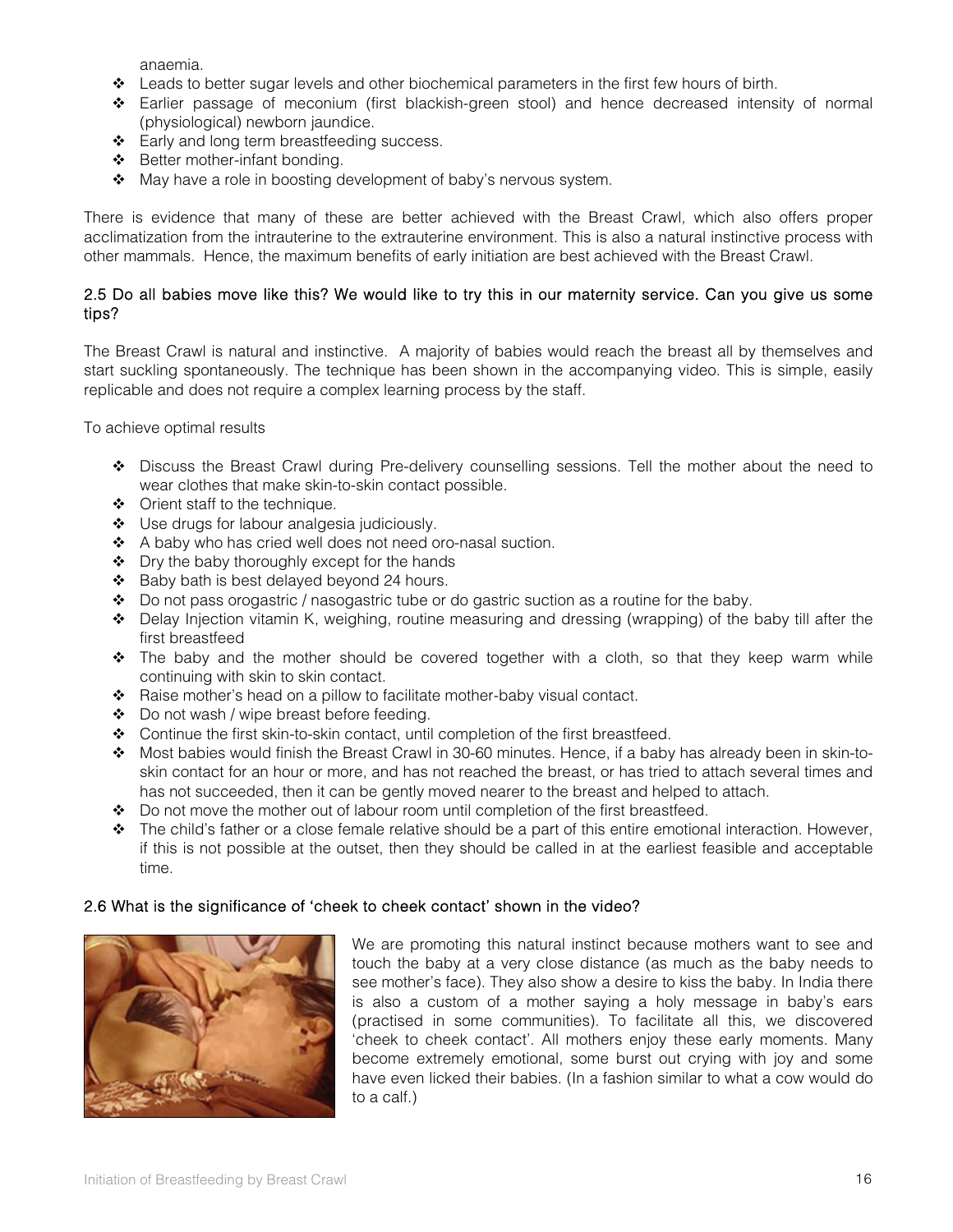anaemia.

- Leads to better sugar levels and other biochemical parameters in the first few hours of birth.
- Earlier passage of meconium (first blackish-green stool) and hence decreased intensity of normal (physiological) newborn jaundice.
- Early and long term breastfeeding success.
- Better mother-infant bonding.
- May have a role in boosting development of baby's nervous system.

There is evidence that many of these are better achieved with the Breast Crawl, which also offers proper acclimatization from the intrauterine to the extrauterine environment. This is also a natural instinctive process with other mammals. Hence, the maximum benefits of early initiation are best achieved with the Breast Crawl.

### 2.5 Do all babies move like this? We would like to try this in our maternity service. Can you give us some tips?

The Breast Crawl is natural and instinctive. A majority of babies would reach the breast all by themselves and start suckling spontaneously. The technique has been shown in the accompanying video. This is simple, easily replicable and does not require a complex learning process by the staff.

To achieve optimal results

- Discuss the Breast Crawl during Pre-delivery counselling sessions. Tell the mother about the need to wear clothes that make skin-to-skin contact possible.
- Orient staff to the technique.
- Use drugs for labour analgesia judiciously.
- A baby who has cried well does not need oro-nasal suction.
- Dry the baby thoroughly except for the hands
- Baby bath is best delayed beyond 24 hours.
- Do not pass orogastric / nasogastric tube or do gastric suction as a routine for the baby.
- Delay Injection vitamin K, weighing, routine measuring and dressing (wrapping) of the baby till after the first breastfeed
- The baby and the mother should be covered together with a cloth, so that they keep warm while continuing with skin to skin contact.
- Raise mother's head on a pillow to facilitate mother-baby visual contact.
- Do not wash / wipe breast before feeding.
- Continue the first skin-to-skin contact, until completion of the first breastfeed.
- Most babies would finish the Breast Crawl in 30-60 minutes. Hence, if a baby has already been in skin-to-skin contact for an hour or more, and has not reached the breast, or has tried to attach several times and has not succeeded, then it can be gently moved nearer to the breast and helped to attach.
- Do not move the mother out of labour room until completion of the first breastfeed.
- The child's father or a close female relative should be a part of this entire emotional interaction. However, if this is not possible at the outset, then they should be called in at the earliest feasible and acceptable time.

### 2.6 What is the significance of 'cheek to cheek contact' shown in the video?

We are promoting this natural instinct because mothers want to see and touch the baby at a very close distance (as much as the baby needs to see mother's face). They also show a desire to kiss the baby. In India there is also a custom of a mother saying a holy message in baby's ears (practised in some communities). To facilitate all this, we discovered 'cheek to cheek contact'. All mothers enjoy these early moments. Many become extremely emotional, some burst out crying with joy and some have even licked their babies. (In a fashion similar to what a cow would do to a calf.)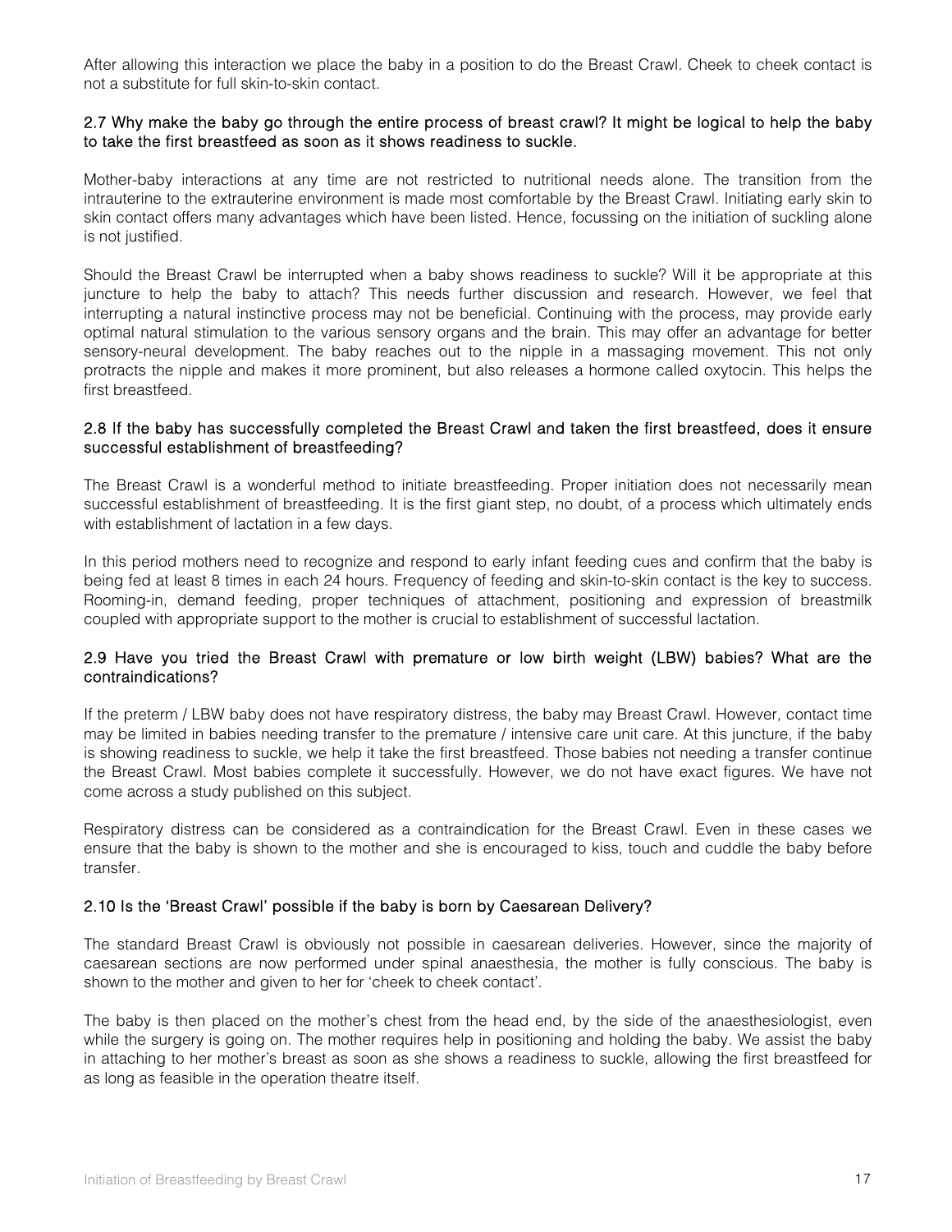After allowing this interaction we place the baby in a position to do the Breast Crawl. Cheek to cheek contact is not a substitute for full skin-to-skin contact.

### 2.7 Why make the baby go through the entire process of breast crawl? It might be logical to help the baby to take the first breastfeed as soon as it shows readiness to suckle.

Mother-baby interactions at any time are not restricted to nutritional needs alone. The transition from the intrauterine to the extrauterine environment is made most comfortable by the Breast Crawl. Initiating early skin to skin contact offers many advantages which have been listed. Hence, focussing on the initiation of suckling alone is not justified.

Should the Breast Crawl be interrupted when a baby shows readiness to suckle? Will it be appropriate at this juncture to help the baby to attach? This needs further discussion and research. However, we feel that interrupting a natural instinctive process may not be beneficial. Continuing with the process, may provide early optimal natural stimulation to the various sensory organs and the brain. This may offer an advantage for better sensory-neural development. The baby reaches out to the nipple in a massaging movement. This not only protracts the nipple and makes it more prominent, but also releases a hormone called oxytocin. This helps the first breastfeed.

### 2.8 If the baby has successfully completed the Breast Crawl and taken the first breastfeed, does it ensure successful establishment of breastfeeding?

The Breast Crawl is a wonderful method to initiate breastfeeding. Proper initiation does not necessarily mean successful establishment of breastfeeding. It is the first giant step, no doubt, of a process which ultimately ends with establishment of lactation in a few days.

In this period mothers need to recognize and respond to early infant feeding cues and confirm that the baby is being fed at least 8 times in each 24 hours. Frequency of feeding and skin-to-skin contact is the key to success. Rooming-in, demand feeding, proper techniques of attachment, positioning and expression of breastmilk coupled with appropriate support to the mother is crucial to establishment of successful lactation.

### 2.9 Have you tried the Breast Crawl with premature or low birth weight (LBW) babies? What are the contraindications?

If the preterm / LBW baby does not have respiratory distress, the baby may Breast Crawl. However, contact time may be limited in babies needing transfer to the premature / intensive care unit care. At this juncture, if the baby is showing readiness to suckle, we help it take the first breastfeed. Those babies not needing a transfer continue the Breast Crawl. Most babies complete it successfully. However, we do not have exact figures. We have not come across a study published on this subject.

Respiratory distress can be considered as a contraindication for the Breast Crawl. Even in these cases we ensure that the baby is shown to the mother and she is encouraged to kiss, touch and cuddle the baby before transfer.

### 2.10 Is the 'Breast Crawl' possible if the baby is born by Caesarean Delivery?

The standard Breast Crawl is obviously not possible in caesarean deliveries. However, since the majority of caesarean sections are now performed under spinal anaesthesia, the mother is fully conscious. The baby is shown to the mother and given to her for 'cheek to cheek contact'.

The baby is then placed on the mother's chest from the head end, by the side of the anaesthesiologist, even while the surgery is going on. The mother requires help in positioning and holding the baby. We assist the baby in attaching to her mother's breast as soon as she shows a readiness to suckle, allowing the first breastfeed for as long as feasible in the operation theatre itself.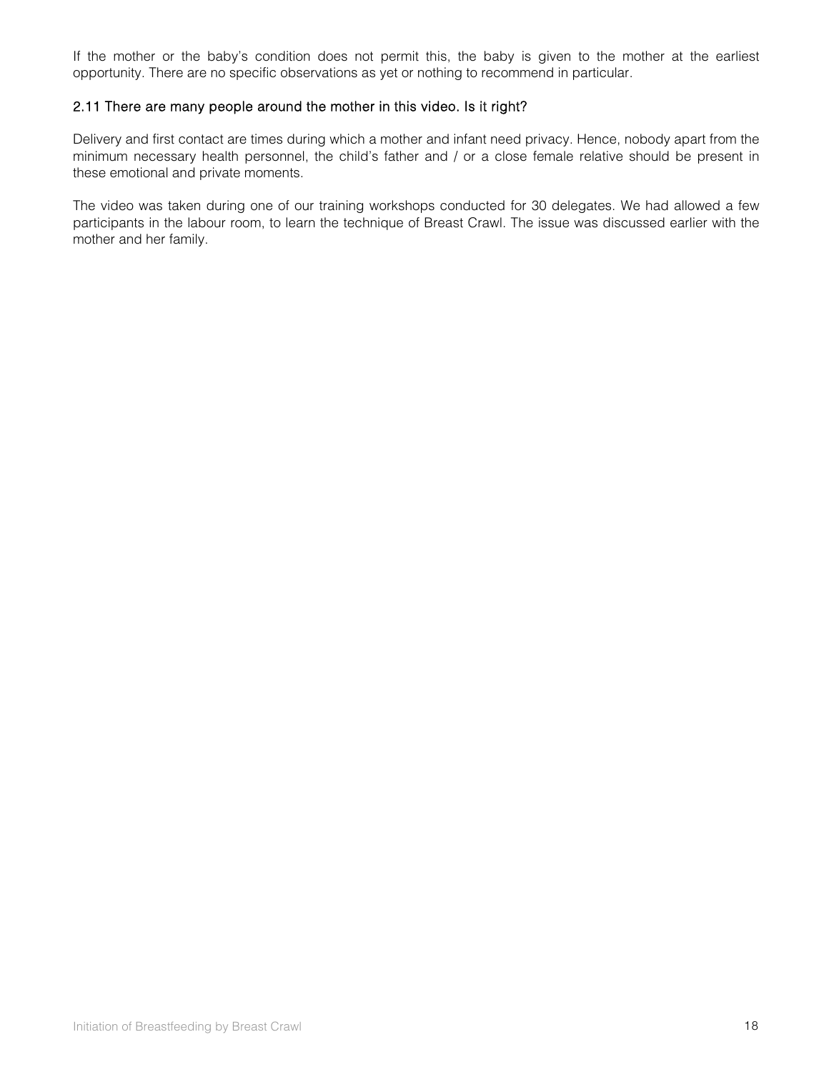If the mother or the baby's condition does not permit this, the baby is given to the mother at the earliest opportunity. There are no specific observations as yet or nothing to recommend in particular.

### 2.11 There are many people around the mother in this video. Is it right?

Delivery and first contact are times during which a mother and infant need privacy. Hence, nobody apart from the minimum necessary health personnel, the child's father and / or a close female relative should be present in these emotional and private moments.

The video was taken during one of our training workshops conducted for 30 delegates. We had allowed a few participants in the labour room, to learn the technique of Breast Crawl. The issue was discussed earlier with the mother and her family.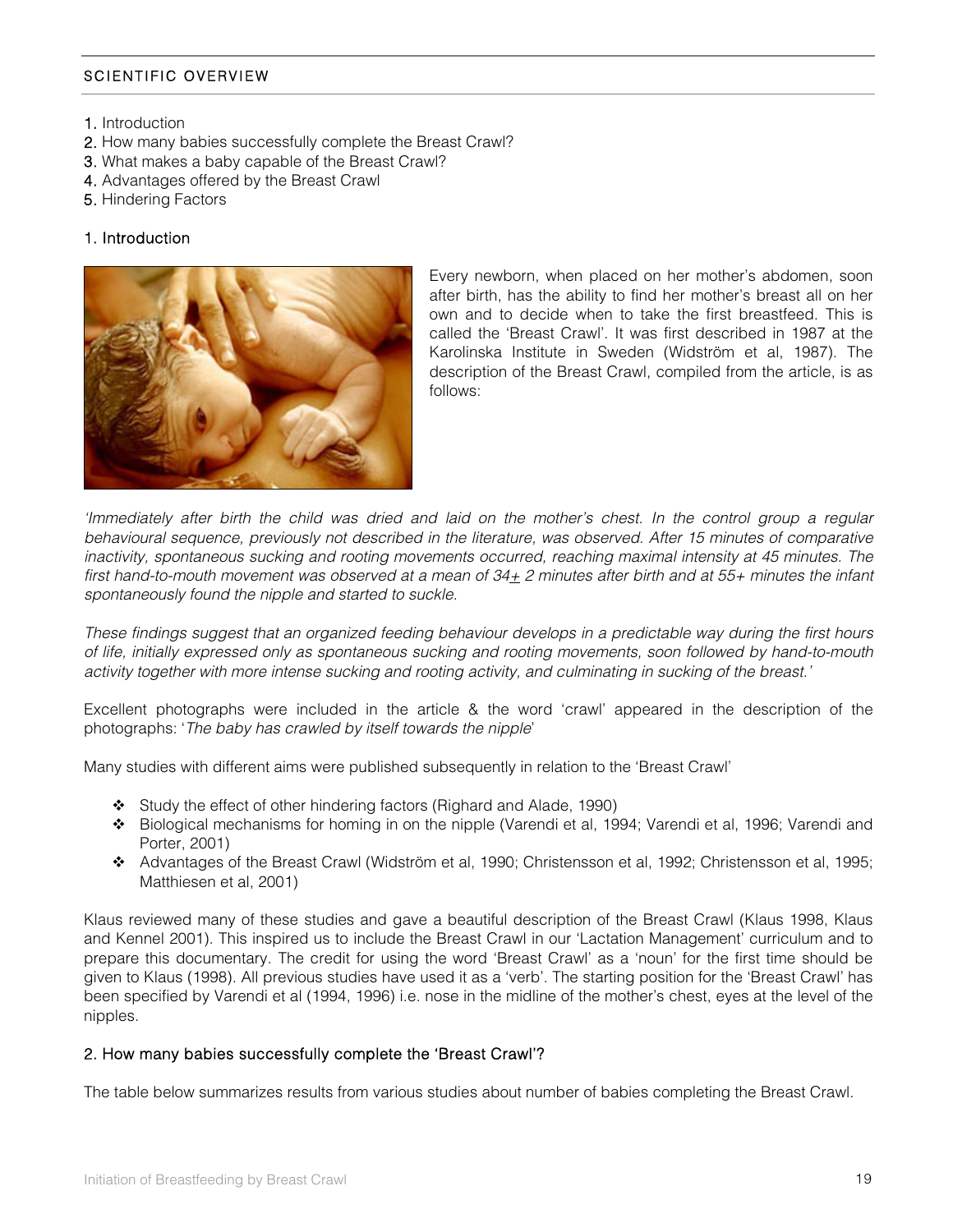SCIENTIFIC OVERVIEW

1. Introduction
2. How many babies successfully complete the Breast Crawl?
3. What makes a baby capable of the Breast Crawl?
4. Advantages offered by the Breast Crawl
5. Hindering Factors

## 1. Introduction

Every newborn, when placed on her mother's abdomen, soon after birth, has the ability to find her mother's breast all on her own and to decide when to take the first breastfeed. This is called the 'Breast Crawl'. It was first described in 1987 at the Karolinska Institute in Sweden (Widström et al, 1987). The description of the Breast Crawl, compiled from the article, is as follows:

*'Immediately after birth the child was dried and laid on the mother's chest. In the control group a regular behavioural sequence, previously not described in the literature, was observed. After 15 minutes of comparative inactivity, spontaneous sucking and rooting movements occurred, reaching maximal intensity at 45 minutes. The first hand-to-mouth movement was observed at a mean of 34± 2 minutes after birth and at 55+ minutes the infant spontaneously found the nipple and started to suckle.*

*These findings suggest that an organized feeding behaviour develops in a predictable way during the first hours of life, initially expressed only as spontaneous sucking and rooting movements, soon followed by hand-to-mouth activity together with more intense sucking and rooting activity, and culminating in sucking of the breast.'*

Excellent photographs were included in the article & the word 'crawl' appeared in the description of the photographs: '*The baby has crawled by itself towards the nipple*'

Many studies with different aims were published subsequently in relation to the 'Breast Crawl'

- Study the effect of other hindering factors (Righard and Alade, 1990)
- Biological mechanisms for homing in on the nipple (Varendi et al, 1994; Varendi et al, 1996; Varendi and Porter, 2001)
- Advantages of the Breast Crawl (Widström et al, 1990; Christensson et al, 1992; Christensson et al, 1995; Matthiesen et al, 2001)

Klaus reviewed many of these studies and gave a beautiful description of the Breast Crawl (Klaus 1998, Klaus and Kennel 2001). This inspired us to include the Breast Crawl in our 'Lactation Management' curriculum and to prepare this documentary. The credit for using the word 'Breast Crawl' as a 'noun' for the first time should be given to Klaus (1998). All previous studies have used it as a 'verb'. The starting position for the 'Breast Crawl' has been specified by Varendi et al (1994, 1996) i.e. nose in the midline of the mother's chest, eyes at the level of the nipples.

## 2. How many babies successfully complete the 'Breast Crawl'?

The table below summarizes results from various studies about number of babies completing the Breast Crawl.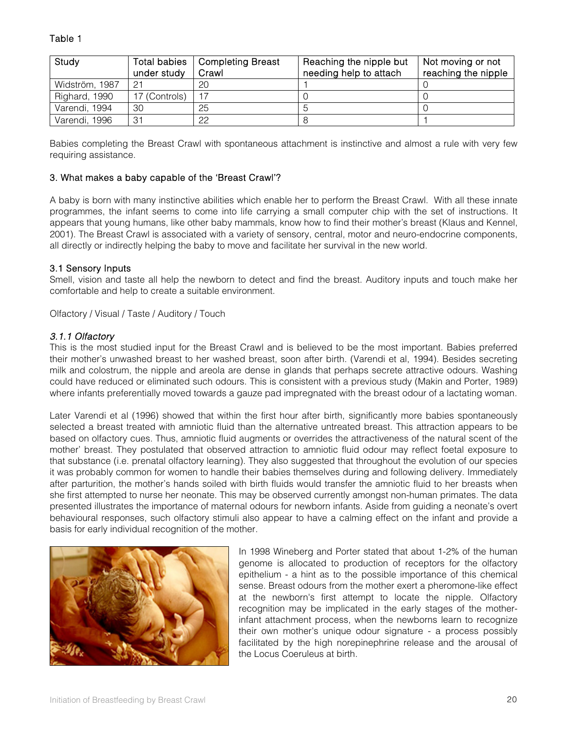Table 1

| Study | Total babies under study | Completing Breast Crawl | Reaching the nipple but needing help to attach | Not moving or not reaching the nipple |
|---|---|---|---|---|
| Widström, 1987 | 21 | 20 | 1 | 0 |
| Righard, 1990 | 17 (Controls) | 17 | 0 | 0 |
| Varendi, 1994 | 30 | 25 | 5 | 0 |
| Varendi, 1996 | 31 | 22 | 8 | 1 |

Babies completing the Breast Crawl with spontaneous attachment is instinctive and almost a rule with very few requiring assistance.

## 3. What makes a baby capable of the 'Breast Crawl'?

A baby is born with many instinctive abilities which enable her to perform the Breast Crawl. With all these innate programmes, the infant seems to come into life carrying a small computer chip with the set of instructions. It appears that young humans, like other baby mammals, know how to find their mother's breast (Klaus and Kennel, 2001). The Breast Crawl is associated with a variety of sensory, central, motor and neuro-endocrine components, all directly or indirectly helping the baby to move and facilitate her survival in the new world.

### 3.1 Sensory Inputs

Smell, vision and taste all help the newborn to detect and find the breast. Auditory inputs and touch make her comfortable and help to create a suitable environment.

Olfactory / Visual / Taste / Auditory / Touch

#### *3.1.1 Olfactory*

This is the most studied input for the Breast Crawl and is believed to be the most important. Babies preferred their mother's unwashed breast to her washed breast, soon after birth. (Varendi et al, 1994). Besides secreting milk and colostrum, the nipple and areola are dense in glands that perhaps secrete attractive odours. Washing could have reduced or eliminated such odours. This is consistent with a previous study (Makin and Porter, 1989) where infants preferentially moved towards a gauze pad impregnated with the breast odour of a lactating woman.

Later Varendi et al (1996) showed that within the first hour after birth, significantly more babies spontaneously selected a breast treated with amniotic fluid than the alternative untreated breast. This attraction appears to be based on olfactory cues. Thus, amniotic fluid augments or overrides the attractiveness of the natural scent of the mother' breast. They postulated that observed attraction to amniotic fluid odour may reflect foetal exposure to that substance (i.e. prenatal olfactory learning). They also suggested that throughout the evolution of our species it was probably common for women to handle their babies themselves during and following delivery. Immediately after parturition, the mother's hands soiled with birth fluids would transfer the amniotic fluid to her breasts when she first attempted to nurse her neonate. This may be observed currently amongst non-human primates. The data presented illustrates the importance of maternal odours for newborn infants. Aside from guiding a neonate's overt behavioural responses, such olfactory stimuli also appear to have a calming effect on the infant and provide a basis for early individual recognition of the mother.

In 1998 Wineberg and Porter stated that about 1-2% of the human genome is allocated to production of receptors for the olfactory epithelium - a hint as to the possible importance of this chemical sense. Breast odours from the mother exert a pheromone-like effect at the newborn's first attempt to locate the nipple. Olfactory recognition may be implicated in the early stages of the mother-infant attachment process, when the newborns learn to recognize their own mother's unique odour signature - a process possibly facilitated by the high norepinephrine release and the arousal of the Locus Coeruleus at birth.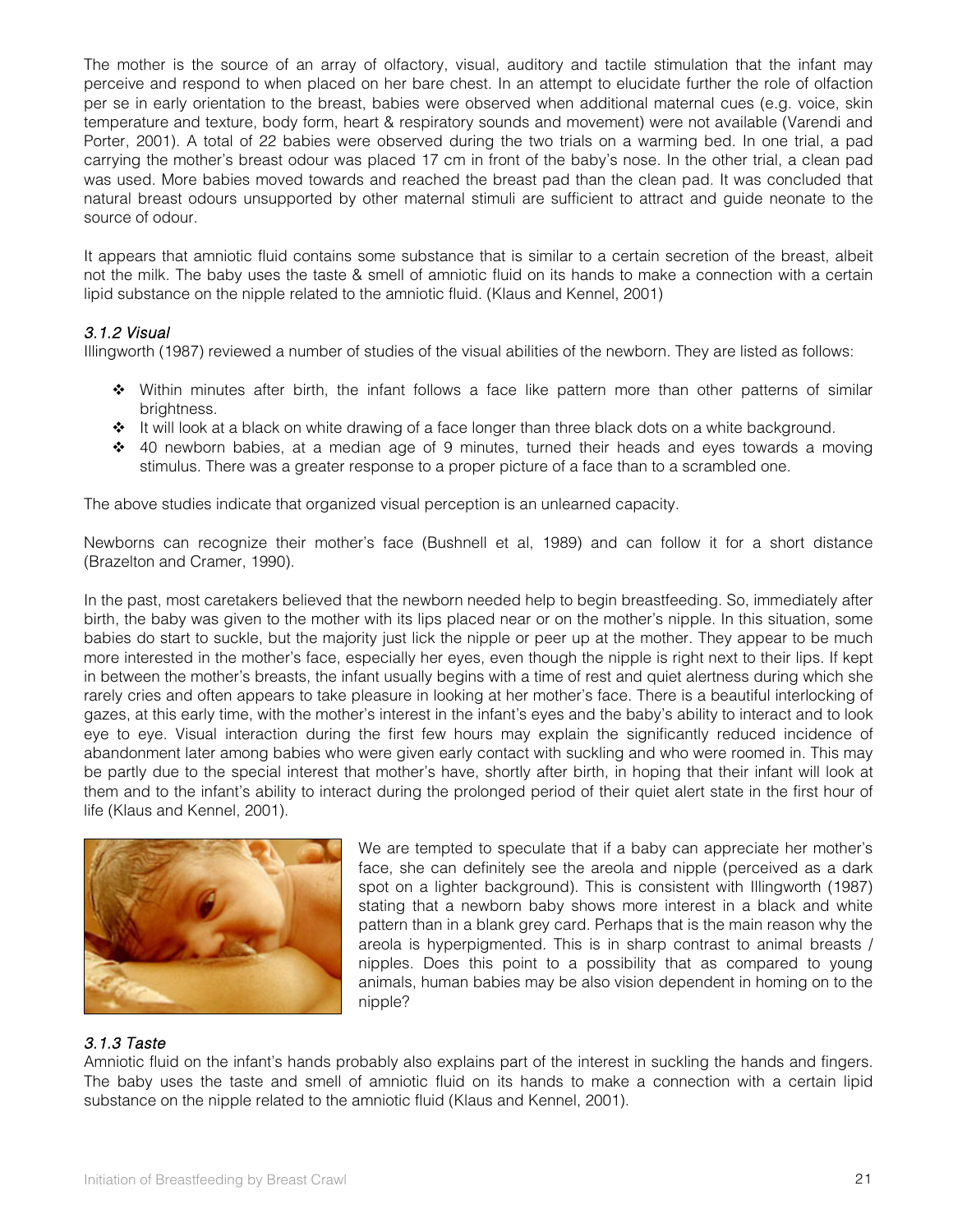The mother is the source of an array of olfactory, visual, auditory and tactile stimulation that the infant may perceive and respond to when placed on her bare chest. In an attempt to elucidate further the role of olfaction per se in early orientation to the breast, babies were observed when additional maternal cues (e.g. voice, skin temperature and texture, body form, heart & respiratory sounds and movement) were not available (Varendi and Porter, 2001). A total of 22 babies were observed during the two trials on a warming bed. In one trial, a pad carrying the mother's breast odour was placed 17 cm in front of the baby's nose. In the other trial, a clean pad was used. More babies moved towards and reached the breast pad than the clean pad. It was concluded that natural breast odours unsupported by other maternal stimuli are sufficient to attract and guide neonate to the source of odour.

It appears that amniotic fluid contains some substance that is similar to a certain secretion of the breast, albeit not the milk. The baby uses the taste & smell of amniotic fluid on its hands to make a connection with a certain lipid substance on the nipple related to the amniotic fluid. (Klaus and Kennel, 2001)

### *3.1.2 Visual*

Illingworth (1987) reviewed a number of studies of the visual abilities of the newborn. They are listed as follows:

- Within minutes after birth, the infant follows a face like pattern more than other patterns of similar brightness.
- It will look at a black on white drawing of a face longer than three black dots on a white background.
- 40 newborn babies, at a median age of 9 minutes, turned their heads and eyes towards a moving stimulus. There was a greater response to a proper picture of a face than to a scrambled one.

The above studies indicate that organized visual perception is an unlearned capacity.

Newborns can recognize their mother's face (Bushnell et al, 1989) and can follow it for a short distance (Brazelton and Cramer, 1990).

In the past, most caretakers believed that the newborn needed help to begin breastfeeding. So, immediately after birth, the baby was given to the mother with its lips placed near or on the mother's nipple. In this situation, some babies do start to suckle, but the majority just lick the nipple or peer up at the mother. They appear to be much more interested in the mother's face, especially her eyes, even though the nipple is right next to their lips. If kept in between the mother's breasts, the infant usually begins with a time of rest and quiet alertness during which she rarely cries and often appears to take pleasure in looking at her mother's face. There is a beautiful interlocking of gazes, at this early time, with the mother's interest in the infant's eyes and the baby's ability to interact and to look eye to eye. Visual interaction during the first few hours may explain the significantly reduced incidence of abandonment later among babies who were given early contact with suckling and who were roomed in. This may be partly due to the special interest that mother's have, shortly after birth, in hoping that their infant will look at them and to the infant's ability to interact during the prolonged period of their quiet alert state in the first hour of life (Klaus and Kennel, 2001).

We are tempted to speculate that if a baby can appreciate her mother's face, she can definitely see the areola and nipple (perceived as a dark spot on a lighter background). This is consistent with Illingworth (1987) stating that a newborn baby shows more interest in a black and white pattern than in a blank grey card. Perhaps that is the main reason why the areola is hyperpigmented. This is in sharp contrast to animal breasts / nipples. Does this point to a possibility that as compared to young animals, human babies may be also vision dependent in homing on to the nipple?

### *3.1.3 Taste*

Amniotic fluid on the infant's hands probably also explains part of the interest in suckling the hands and fingers. The baby uses the taste and smell of amniotic fluid on its hands to make a connection with a certain lipid substance on the nipple related to the amniotic fluid (Klaus and Kennel, 2001).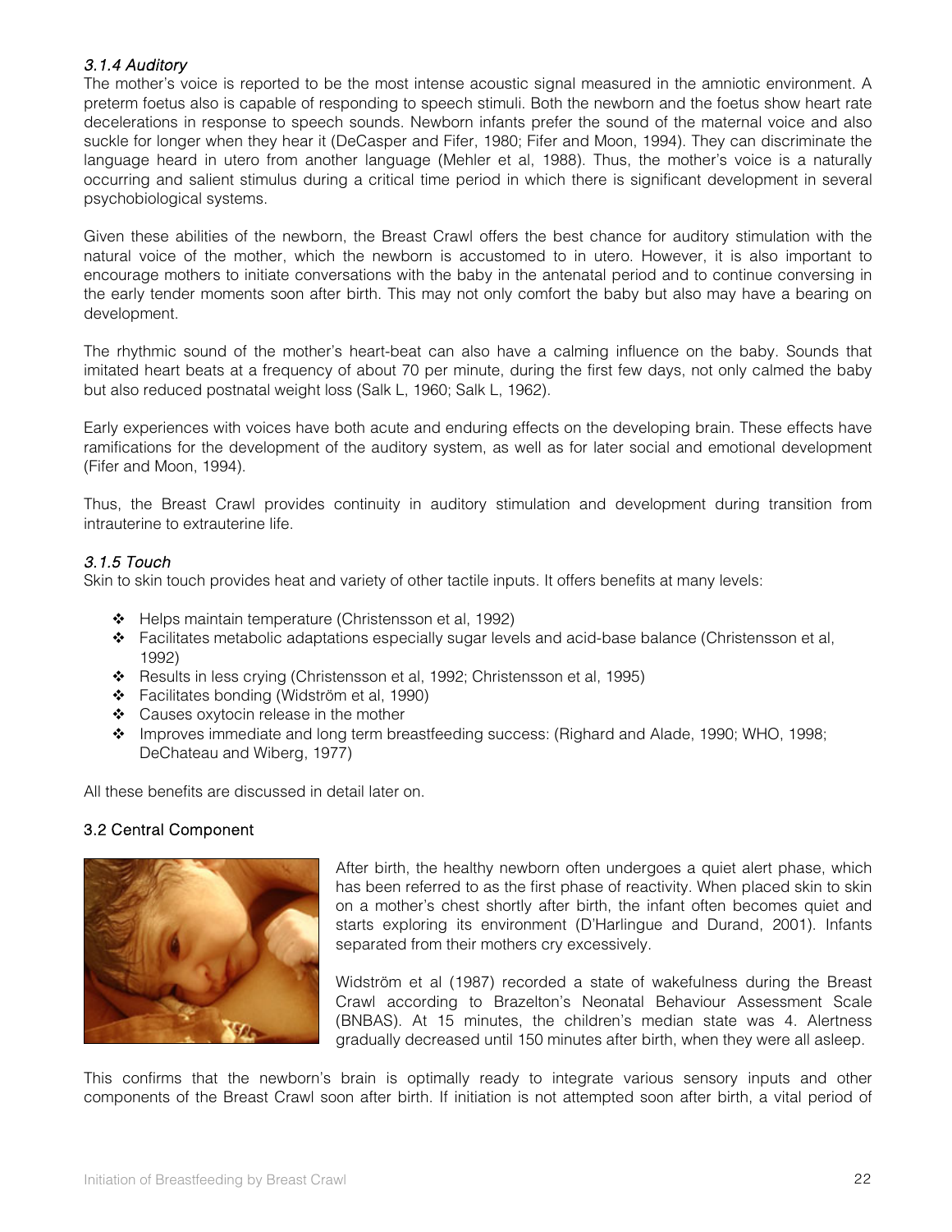### *3.1.4 Auditory*

The mother's voice is reported to be the most intense acoustic signal measured in the amniotic environment. A preterm foetus also is capable of responding to speech stimuli. Both the newborn and the foetus show heart rate decelerations in response to speech sounds. Newborn infants prefer the sound of the maternal voice and also suckle for longer when they hear it (DeCasper and Fifer, 1980; Fifer and Moon, 1994). They can discriminate the language heard in utero from another language (Mehler et al, 1988). Thus, the mother's voice is a naturally occurring and salient stimulus during a critical time period in which there is significant development in several psychobiological systems.

Given these abilities of the newborn, the Breast Crawl offers the best chance for auditory stimulation with the natural voice of the mother, which the newborn is accustomed to in utero. However, it is also important to encourage mothers to initiate conversations with the baby in the antenatal period and to continue conversing in the early tender moments soon after birth. This may not only comfort the baby but also may have a bearing on development.

The rhythmic sound of the mother's heart-beat can also have a calming influence on the baby. Sounds that imitated heart beats at a frequency of about 70 per minute, during the first few days, not only calmed the baby but also reduced postnatal weight loss (Salk L, 1960; Salk L, 1962).

Early experiences with voices have both acute and enduring effects on the developing brain. These effects have ramifications for the development of the auditory system, as well as for later social and emotional development (Fifer and Moon, 1994).

Thus, the Breast Crawl provides continuity in auditory stimulation and development during transition from intrauterine to extrauterine life.

### *3.1.5 Touch*

Skin to skin touch provides heat and variety of other tactile inputs. It offers benefits at many levels:

- Helps maintain temperature (Christensson et al, 1992)
- Facilitates metabolic adaptations especially sugar levels and acid-base balance (Christensson et al, 1992)
- Results in less crying (Christensson et al, 1992; Christensson et al, 1995)
- Facilitates bonding (Widström et al, 1990)
- Causes oxytocin release in the mother
- Improves immediate and long term breastfeeding success: (Righard and Alade, 1990; WHO, 1998; DeChateau and Wiberg, 1977)

All these benefits are discussed in detail later on.

## 3.2 Central Component

After birth, the healthy newborn often undergoes a quiet alert phase, which has been referred to as the first phase of reactivity. When placed skin to skin on a mother's chest shortly after birth, the infant often becomes quiet and starts exploring its environment (D'Harlingue and Durand, 2001). Infants separated from their mothers cry excessively.

Widström et al (1987) recorded a state of wakefulness during the Breast Crawl according to Brazelton's Neonatal Behaviour Assessment Scale (BNBAS). At 15 minutes, the children's median state was 4. Alertness gradually decreased until 150 minutes after birth, when they were all asleep.

This confirms that the newborn's brain is optimally ready to integrate various sensory inputs and other components of the Breast Crawl soon after birth. If initiation is not attempted soon after birth, a vital period of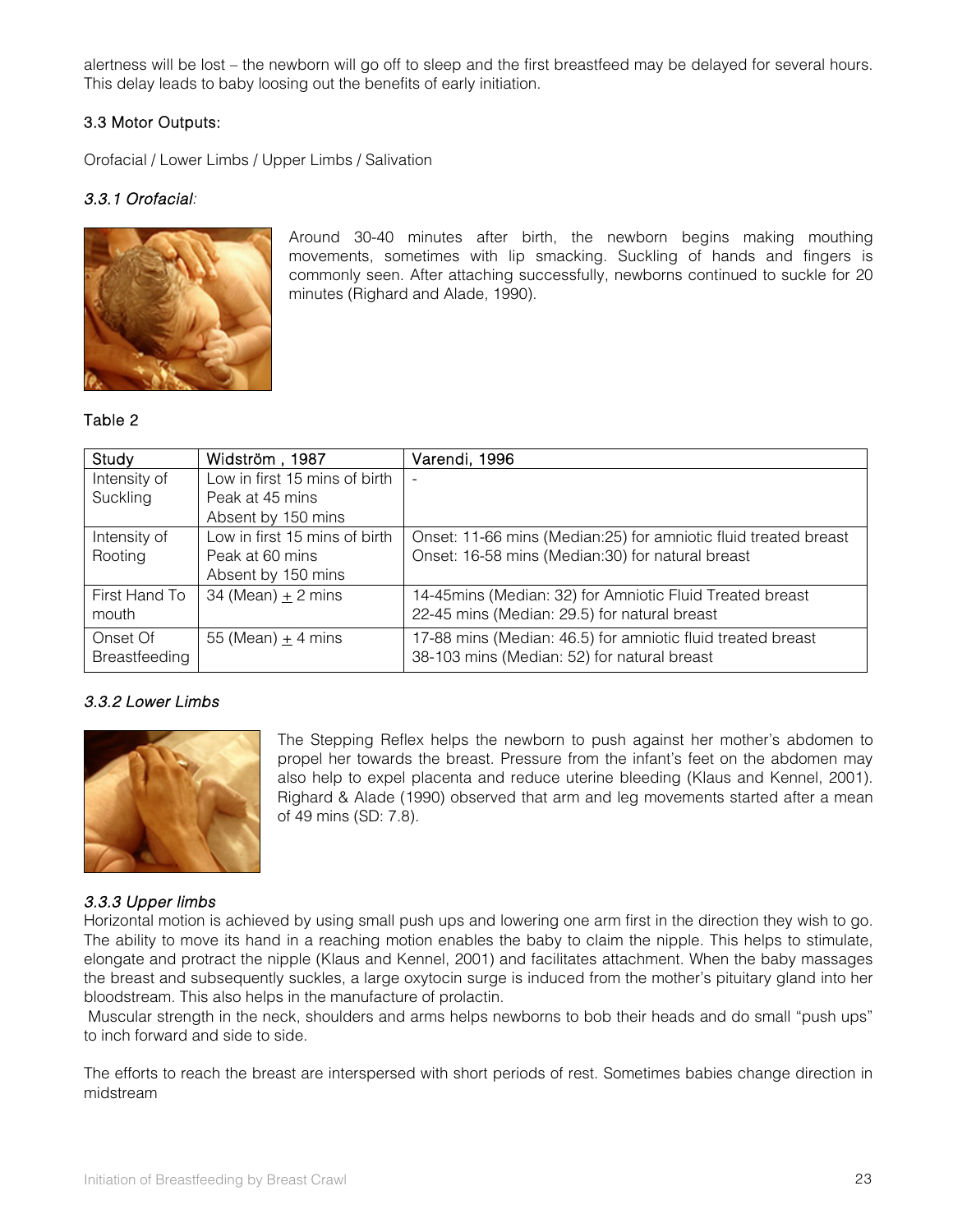alertness will be lost – the newborn will go off to sleep and the first breastfeed may be delayed for several hours. This delay leads to baby loosing out the benefits of early initiation.

### 3.3 Motor Outputs:

Orofacial / Lower Limbs / Upper Limbs / Salivation

#### *3.3.1 Orofacial:*

Around 30-40 minutes after birth, the newborn begins making mouthing movements, sometimes with lip smacking. Suckling of hands and fingers is commonly seen. After attaching successfully, newborns continued to suckle for 20 minutes (Righard and Alade, 1990).

Table 2

| Study | Widström , 1987 | Varendi, 1996 |
| --- | --- | --- |
| Intensity of Suckling | Low in first 15 mins of birth<br>Peak at 45 mins<br>Absent by 150 mins | - |
| Intensity of Rooting | Low in first 15 mins of birth<br>Peak at 60 mins<br>Absent by 150 mins | Onset: 11-66 mins (Median:25) for amniotic fluid treated breast<br>Onset: 16-58 mins (Median:30) for natural breast |
| First Hand To mouth | 34 (Mean) $\pm$ 2 mins | 14-45mins (Median: 32) for Amniotic Fluid Treated breast<br>22-45 mins (Median: 29.5) for natural breast |
| Onset Of Breastfeeding | 55 (Mean) $\pm$ 4 mins | 17-88 mins (Median: 46.5) for amniotic fluid treated breast<br>38-103 mins (Median: 52) for natural breast |

#### *3.3.2 Lower Limbs*

The Stepping Reflex helps the newborn to push against her mother's abdomen to propel her towards the breast. Pressure from the infant's feet on the abdomen may also help to expel placenta and reduce uterine bleeding (Klaus and Kennel, 2001). Righard & Alade (1990) observed that arm and leg movements started after a mean of 49 mins (SD: 7.8).

#### *3.3.3 Upper limbs*

Horizontal motion is achieved by using small push ups and lowering one arm first in the direction they wish to go. The ability to move its hand in a reaching motion enables the baby to claim the nipple. This helps to stimulate, elongate and protract the nipple (Klaus and Kennel, 2001) and facilitates attachment. When the baby massages the breast and subsequently suckles, a large oxytocin surge is induced from the mother's pituitary gland into her bloodstream. This also helps in the manufacture of prolactin.

Muscular strength in the neck, shoulders and arms helps newborns to bob their heads and do small "push ups" to inch forward and side to side.

The efforts to reach the breast are interspersed with short periods of rest. Sometimes babies change direction in midstream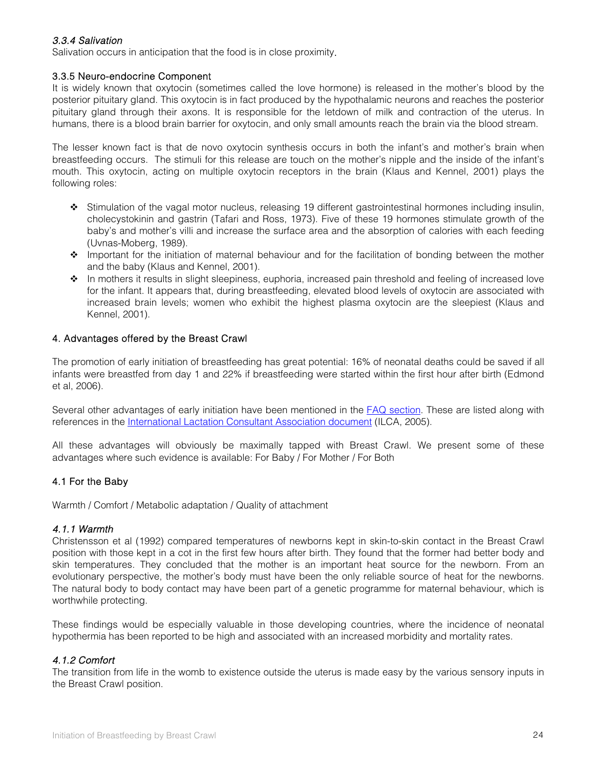#### *3.3.4 Salivation*

Salivation occurs in anticipation that the food is in close proximity.

### 3.3.5 Neuro-endocrine Component

It is widely known that oxytocin (sometimes called the love hormone) is released in the mother's blood by the posterior pituitary gland. This oxytocin is in fact produced by the hypothalamic neurons and reaches the posterior pituitary gland through their axons. It is responsible for the letdown of milk and contraction of the uterus. In humans, there is a blood brain barrier for oxytocin, and only small amounts reach the brain via the blood stream.

The lesser known fact is that de novo oxytocin synthesis occurs in both the infant's and mother's brain when breastfeeding occurs. The stimuli for this release are touch on the mother's nipple and the inside of the infant's mouth. This oxytocin, acting on multiple oxytocin receptors in the brain (Klaus and Kennel, 2001) plays the following roles:

- Stimulation of the vagal motor nucleus, releasing 19 different gastrointestinal hormones including insulin, cholecystokinin and gastrin (Tafari and Ross, 1973). Five of these 19 hormones stimulate growth of the baby's and mother's villi and increase the surface area and the absorption of calories with each feeding (Uvnas-Moberg, 1989).
- Important for the initiation of maternal behaviour and for the facilitation of bonding between the mother and the baby (Klaus and Kennel, 2001).
- In mothers it results in slight sleepiness, euphoria, increased pain threshold and feeling of increased love for the infant. It appears that, during breastfeeding, elevated blood levels of oxytocin are associated with increased brain levels; women who exhibit the highest plasma oxytocin are the sleepiest (Klaus and Kennel, 2001).

## 4. Advantages offered by the Breast Crawl

The promotion of early initiation of breastfeeding has great potential: 16% of neonatal deaths could be saved if all infants were breastfed from day 1 and 22% if breastfeeding were started within the first hour after birth (Edmond et al, 2006).

Several other advantages of early initiation have been mentioned in the FAQ section. These are listed along with references in the International Lactation Consultant Association document (ILCA, 2005).

All these advantages will obviously be maximally tapped with Breast Crawl. We present some of these advantages where such evidence is available: For Baby / For Mother / For Both

### 4.1 For the Baby

Warmth / Comfort / Metabolic adaptation / Quality of attachment

#### *4.1.1 Warmth*

Christensson et al (1992) compared temperatures of newborns kept in skin-to-skin contact in the Breast Crawl position with those kept in a cot in the first few hours after birth. They found that the former had better body and skin temperatures. They concluded that the mother is an important heat source for the newborn. From an evolutionary perspective, the mother's body must have been the only reliable source of heat for the newborns. The natural body to body contact may have been part of a genetic programme for maternal behaviour, which is worthwhile protecting.

These findings would be especially valuable in those developing countries, where the incidence of neonatal hypothermia has been reported to be high and associated with an increased morbidity and mortality rates.

#### *4.1.2 Comfort*

The transition from life in the womb to existence outside the uterus is made easy by the various sensory inputs in the Breast Crawl position.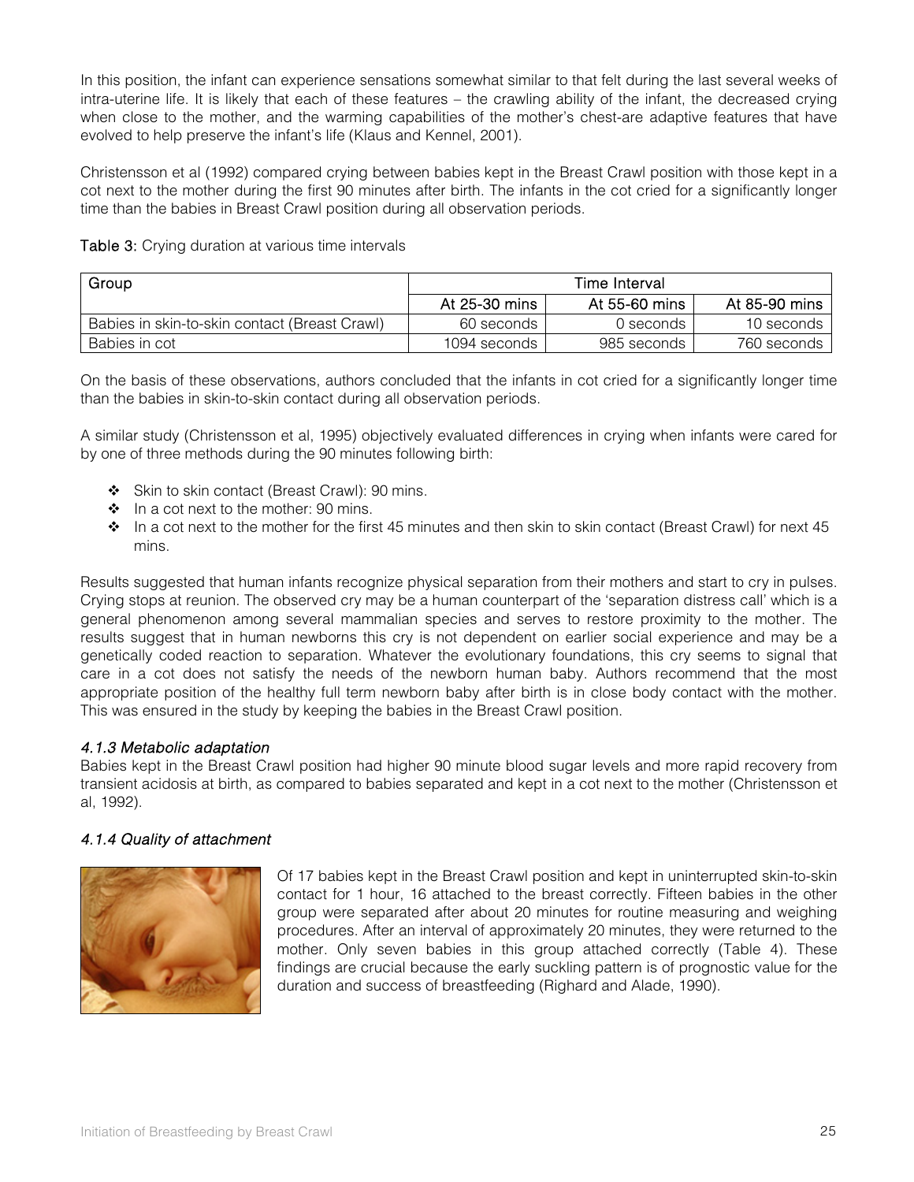In this position, the infant can experience sensations somewhat similar to that felt during the last several weeks of intra-uterine life. It is likely that each of these features – the crawling ability of the infant, the decreased crying when close to the mother, and the warming capabilities of the mother's chest-are adaptive features that have evolved to help preserve the infant's life (Klaus and Kennel, 2001).

Christensson et al (1992) compared crying between babies kept in the Breast Crawl position with those kept in a cot next to the mother during the first 90 minutes after birth. The infants in the cot cried for a significantly longer time than the babies in Breast Crawl position during all observation periods.

**Table 3:** Crying duration at various time intervals

| Group | Time Interval | | |
|---|---|---|---|
| | At 25-30 mins | At 55-60 mins | At 85-90 mins |
| Babies in skin-to-skin contact (Breast Crawl) | 60 seconds | 0 seconds | 10 seconds |
| Babies in cot | 1094 seconds | 985 seconds | 760 seconds |

On the basis of these observations, authors concluded that the infants in cot cried for a significantly longer time than the babies in skin-to-skin contact during all observation periods.

A similar study (Christensson et al, 1995) objectively evaluated differences in crying when infants were cared for by one of three methods during the 90 minutes following birth:

- Skin to skin contact (Breast Crawl): 90 mins.
- In a cot next to the mother: 90 mins.
- In a cot next to the mother for the first 45 minutes and then skin to skin contact (Breast Crawl) for next 45 mins.

Results suggested that human infants recognize physical separation from their mothers and start to cry in pulses. Crying stops at reunion. The observed cry may be a human counterpart of the 'separation distress call' which is a general phenomenon among several mammalian species and serves to restore proximity to the mother. The results suggest that in human newborns this cry is not dependent on earlier social experience and may be a genetically coded reaction to separation. Whatever the evolutionary foundations, this cry seems to signal that care in a cot does not satisfy the needs of the newborn human baby. Authors recommend that the most appropriate position of the healthy full term newborn baby after birth is in close body contact with the mother. This was ensured in the study by keeping the babies in the Breast Crawl position.

#### *4.1.3 Metabolic adaptation*

Babies kept in the Breast Crawl position had higher 90 minute blood sugar levels and more rapid recovery from transient acidosis at birth, as compared to babies separated and kept in a cot next to the mother (Christensson et al, 1992).

#### *4.1.4 Quality of attachment*

Of 17 babies kept in the Breast Crawl position and kept in uninterrupted skin-to-skin contact for 1 hour, 16 attached to the breast correctly. Fifteen babies in the other group were separated after about 20 minutes for routine measuring and weighing procedures. After an interval of approximately 20 minutes, they were returned to the mother. Only seven babies in this group attached correctly (Table 4). These findings are crucial because the early suckling pattern is of prognostic value for the duration and success of breastfeeding (Righard and Alade, 1990).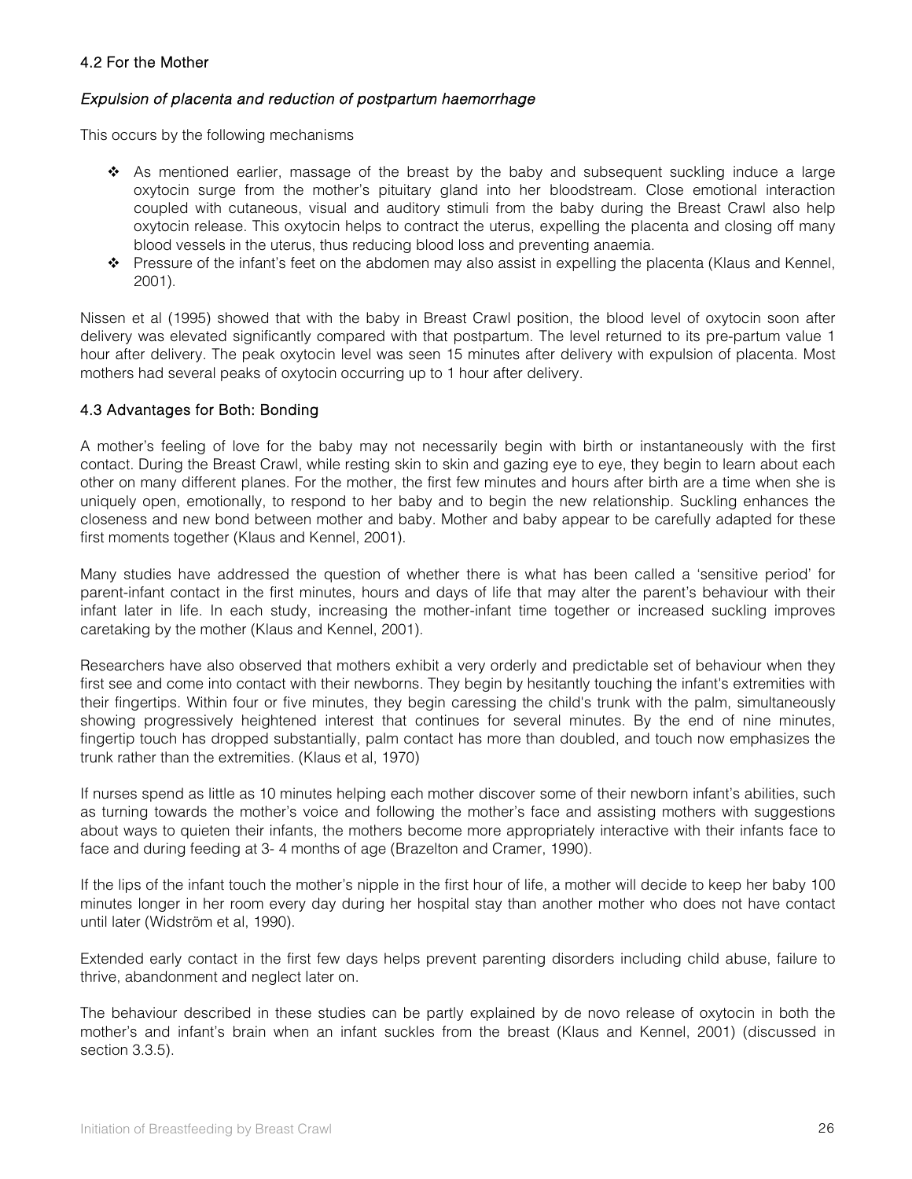### 4.2 For the Mother

*Expulsion of placenta and reduction of postpartum haemorrhage*

This occurs by the following mechanisms

- As mentioned earlier, massage of the breast by the baby and subsequent suckling induce a large oxytocin surge from the mother's pituitary gland into her bloodstream. Close emotional interaction coupled with cutaneous, visual and auditory stimuli from the baby during the Breast Crawl also help oxytocin release. This oxytocin helps to contract the uterus, expelling the placenta and closing off many blood vessels in the uterus, thus reducing blood loss and preventing anaemia.
- Pressure of the infant's feet on the abdomen may also assist in expelling the placenta (Klaus and Kennel, 2001).

Nissen et al (1995) showed that with the baby in Breast Crawl position, the blood level of oxytocin soon after delivery was elevated significantly compared with that postpartum. The level returned to its pre-partum value 1 hour after delivery. The peak oxytocin level was seen 15 minutes after delivery with expulsion of placenta. Most mothers had several peaks of oxytocin occurring up to 1 hour after delivery.

### 4.3 Advantages for Both: Bonding

A mother's feeling of love for the baby may not necessarily begin with birth or instantaneously with the first contact. During the Breast Crawl, while resting skin to skin and gazing eye to eye, they begin to learn about each other on many different planes. For the mother, the first few minutes and hours after birth are a time when she is uniquely open, emotionally, to respond to her baby and to begin the new relationship. Suckling enhances the closeness and new bond between mother and baby. Mother and baby appear to be carefully adapted for these first moments together (Klaus and Kennel, 2001).

Many studies have addressed the question of whether there is what has been called a 'sensitive period' for parent-infant contact in the first minutes, hours and days of life that may alter the parent's behaviour with their infant later in life. In each study, increasing the mother-infant time together or increased suckling improves caretaking by the mother (Klaus and Kennel, 2001).

Researchers have also observed that mothers exhibit a very orderly and predictable set of behaviour when they first see and come into contact with their newborns. They begin by hesitantly touching the infant's extremities with their fingertips. Within four or five minutes, they begin caressing the child's trunk with the palm, simultaneously showing progressively heightened interest that continues for several minutes. By the end of nine minutes, fingertip touch has dropped substantially, palm contact has more than doubled, and touch now emphasizes the trunk rather than the extremities. (Klaus et al, 1970)

If nurses spend as little as 10 minutes helping each mother discover some of their newborn infant's abilities, such as turning towards the mother's voice and following the mother's face and assisting mothers with suggestions about ways to quieten their infants, the mothers become more appropriately interactive with their infants face to face and during feeding at 3- 4 months of age (Brazelton and Cramer, 1990).

If the lips of the infant touch the mother's nipple in the first hour of life, a mother will decide to keep her baby 100 minutes longer in her room every day during her hospital stay than another mother who does not have contact until later (Widström et al, 1990).

Extended early contact in the first few days helps prevent parenting disorders including child abuse, failure to thrive, abandonment and neglect later on.

The behaviour described in these studies can be partly explained by de novo release of oxytocin in both the mother's and infant's brain when an infant suckles from the breast (Klaus and Kennel, 2001) (discussed in section 3.3.5).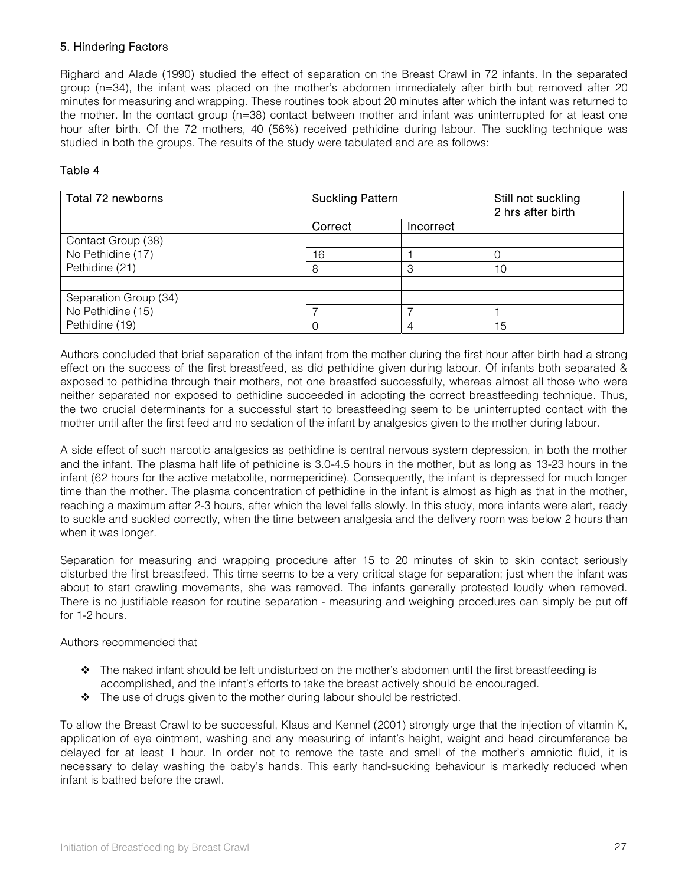### 5. Hindering Factors

Righard and Alade (1990) studied the effect of separation on the Breast Crawl in 72 infants. In the separated group (n=34), the infant was placed on the mother's abdomen immediately after birth but removed after 20 minutes for measuring and wrapping. These routines took about 20 minutes after which the infant was returned to the mother. In the contact group (n=38) contact between mother and infant was uninterrupted for at least one hour after birth. Of the 72 mothers, 40 (56%) received pethidine during labour. The suckling technique was studied in both the groups. The results of the study were tabulated and are as follows:

#### Table 4

| Total 72 newborns | Suckling Pattern | | Still not suckling 2 hrs after birth |
|---|---|---|---|
| | Correct | Incorrect | |
| Contact Group (38) | | | |
| No Pethidine (17) | 16 | 1 | 0 |
| Pethidine (21) | 8 | 3 | 10 |
| | | | |
| Separation Group (34) | | | |
| No Pethidine (15) | 7 | 7 | 1 |
| Pethidine (19) | 0 | 4 | 15 |

Authors concluded that brief separation of the infant from the mother during the first hour after birth had a strong effect on the success of the first breastfeed, as did pethidine given during labour. Of infants both separated & exposed to pethidine through their mothers, not one breastfed successfully, whereas almost all those who were neither separated nor exposed to pethidine succeeded in adopting the correct breastfeeding technique. Thus, the two crucial determinants for a successful start to breastfeeding seem to be uninterrupted contact with the mother until after the first feed and no sedation of the infant by analgesics given to the mother during labour.

A side effect of such narcotic analgesics as pethidine is central nervous system depression, in both the mother and the infant. The plasma half life of pethidine is 3.0-4.5 hours in the mother, but as long as 13-23 hours in the infant (62 hours for the active metabolite, normeperidine). Consequently, the infant is depressed for much longer time than the mother. The plasma concentration of pethidine in the infant is almost as high as that in the mother, reaching a maximum after 2-3 hours, after which the level falls slowly. In this study, more infants were alert, ready to suckle and suckled correctly, when the time between analgesia and the delivery room was below 2 hours than when it was longer.

Separation for measuring and wrapping procedure after 15 to 20 minutes of skin to skin contact seriously disturbed the first breastfeed. This time seems to be a very critical stage for separation; just when the infant was about to start crawling movements, she was removed. The infants generally protested loudly when removed. There is no justifiable reason for routine separation - measuring and weighing procedures can simply be put off for 1-2 hours.

Authors recommended that

- The naked infant should be left undisturbed on the mother's abdomen until the first breastfeeding is accomplished, and the infant's efforts to take the breast actively should be encouraged.
- The use of drugs given to the mother during labour should be restricted.

To allow the Breast Crawl to be successful, Klaus and Kennel (2001) strongly urge that the injection of vitamin K, application of eye ointment, washing and any measuring of infant's height, weight and head circumference be delayed for at least 1 hour. In order not to remove the taste and smell of the mother's amniotic fluid, it is necessary to delay washing the baby's hands. This early hand-sucking behaviour is markedly reduced when infant is bathed before the crawl.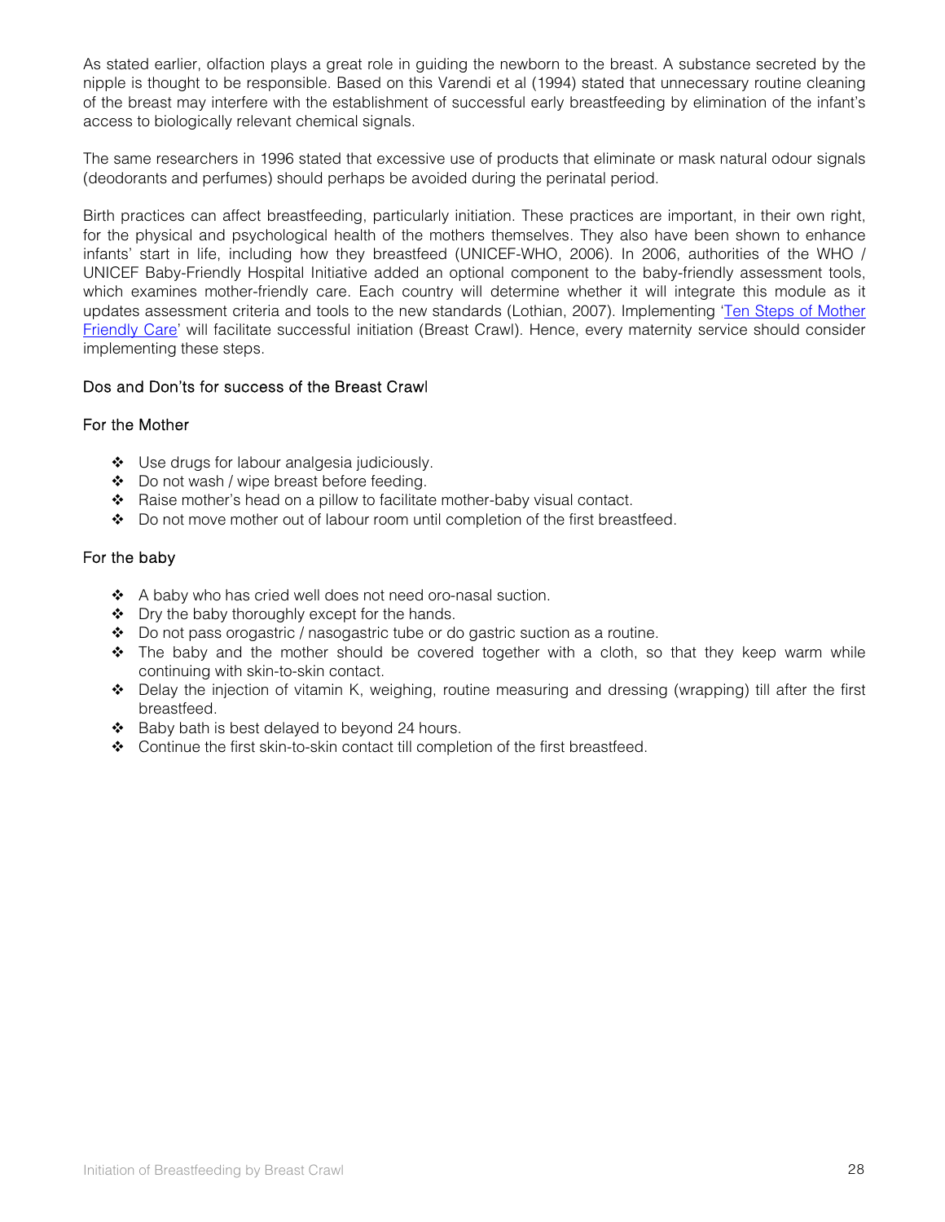As stated earlier, olfaction plays a great role in guiding the newborn to the breast. A substance secreted by the nipple is thought to be responsible. Based on this Varendi et al (1994) stated that unnecessary routine cleaning of the breast may interfere with the establishment of successful early breastfeeding by elimination of the infant's access to biologically relevant chemical signals.

The same researchers in 1996 stated that excessive use of products that eliminate or mask natural odour signals (deodorants and perfumes) should perhaps be avoided during the perinatal period.

Birth practices can affect breastfeeding, particularly initiation. These practices are important, in their own right, for the physical and psychological health of the mothers themselves. They also have been shown to enhance infants' start in life, including how they breastfeed (UNICEF-WHO, 2006). In 2006, authorities of the WHO / UNICEF Baby-Friendly Hospital Initiative added an optional component to the baby-friendly assessment tools, which examines mother-friendly care. Each country will determine whether it will integrate this module as it updates assessment criteria and tools to the new standards (Lothian, 2007). Implementing 'Ten Steps of Mother Friendly Care' will facilitate successful initiation (Breast Crawl). Hence, every maternity service should consider implementing these steps.

### Dos and Don'ts for success of the Breast Crawl

#### For the Mother

- Use drugs for labour analgesia judiciously.
- Do not wash / wipe breast before feeding.
- Raise mother's head on a pillow to facilitate mother-baby visual contact.
- Do not move mother out of labour room until completion of the first breastfeed.

#### For the baby

- A baby who has cried well does not need oro-nasal suction.
- Dry the baby thoroughly except for the hands.
- Do not pass orogastric / nasogastric tube or do gastric suction as a routine.
- The baby and the mother should be covered together with a cloth, so that they keep warm while continuing with skin-to-skin contact.
- Delay the injection of vitamin K, weighing, routine measuring and dressing (wrapping) till after the first breastfeed.
- Baby bath is best delayed to beyond 24 hours.
- Continue the first skin-to-skin contact till completion of the first breastfeed.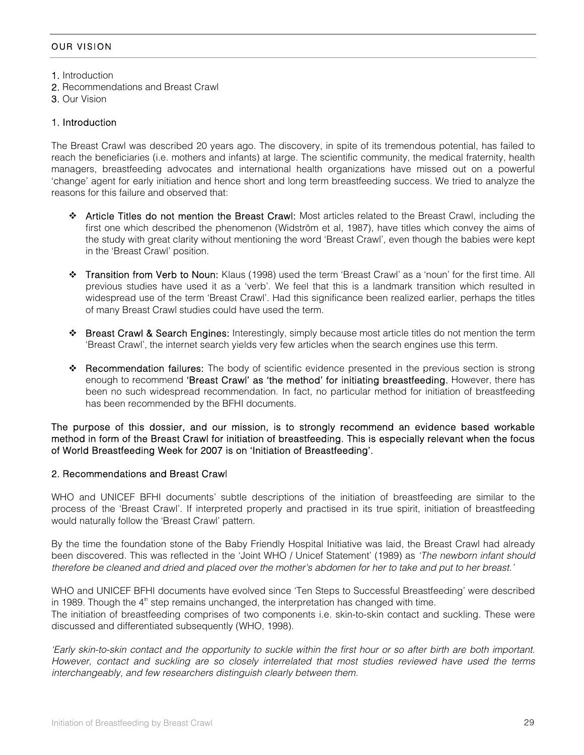## OUR VISION

1. Introduction
2. Recommendations and Breast Crawl
3. Our Vision

### 1. Introduction

The Breast Crawl was described 20 years ago. The discovery, in spite of its tremendous potential, has failed to reach the beneficiaries (i.e. mothers and infants) at large. The scientific community, the medical fraternity, health managers, breastfeeding advocates and international health organizations have missed out on a powerful 'change' agent for early initiation and hence short and long term breastfeeding success. We tried to analyze the reasons for this failure and observed that:

- **Article Titles do not mention the Breast Crawl:** Most articles related to the Breast Crawl, including the first one which described the phenomenon (Widström et al, 1987), have titles which convey the aims of the study with great clarity without mentioning the word 'Breast Crawl', even though the babies were kept in the 'Breast Crawl' position.

- **Transition from Verb to Noun:** Klaus (1998) used the term 'Breast Crawl' as a 'noun' for the first time. All previous studies have used it as a 'verb'. We feel that this is a landmark transition which resulted in widespread use of the term 'Breast Crawl'. Had this significance been realized earlier, perhaps the titles of many Breast Crawl studies could have used the term.

- **Breast Crawl & Search Engines:** Interestingly, simply because most article titles do not mention the term 'Breast Crawl', the internet search yields very few articles when the search engines use this term.

- **Recommendation failures:** The body of scientific evidence presented in the previous section is strong enough to recommend **'Breast Crawl' as 'the method' for initiating breastfeeding.** However, there has been no such widespread recommendation. In fact, no particular method for initiation of breastfeeding has been recommended by the BFHI documents.

**The purpose of this dossier, and our mission, is to strongly recommend an evidence based workable method in form of the Breast Crawl for initiation of breastfeeding. This is especially relevant when the focus of World Breastfeeding Week for 2007 is on 'Initiation of Breastfeeding'.**

### 2. Recommendations and Breast Crawl

WHO and UNICEF BFHI documents' subtle descriptions of the initiation of breastfeeding are similar to the process of the 'Breast Crawl'. If interpreted properly and practised in its true spirit, initiation of breastfeeding would naturally follow the 'Breast Crawl' pattern.

By the time the foundation stone of the Baby Friendly Hospital Initiative was laid, the Breast Crawl had already been discovered. This was reflected in the 'Joint WHO / Unicef Statement' (1989) as *'The newborn infant should therefore be cleaned and dried and placed over the mother's abdomen for her to take and put to her breast.'*

WHO and UNICEF BFHI documents have evolved since 'Ten Steps to Successful Breastfeeding' were described in 1989. Though the 4th step remains unchanged, the interpretation has changed with time.
The initiation of breastfeeding comprises of two components i.e. skin-to-skin contact and suckling. These were discussed and differentiated subsequently (WHO, 1998).

*'Early skin-to-skin contact and the opportunity to suckle within the first hour or so after birth are both important. However, contact and suckling are so closely interrelated that most studies reviewed have used the terms interchangeably, and few researchers distinguish clearly between them.*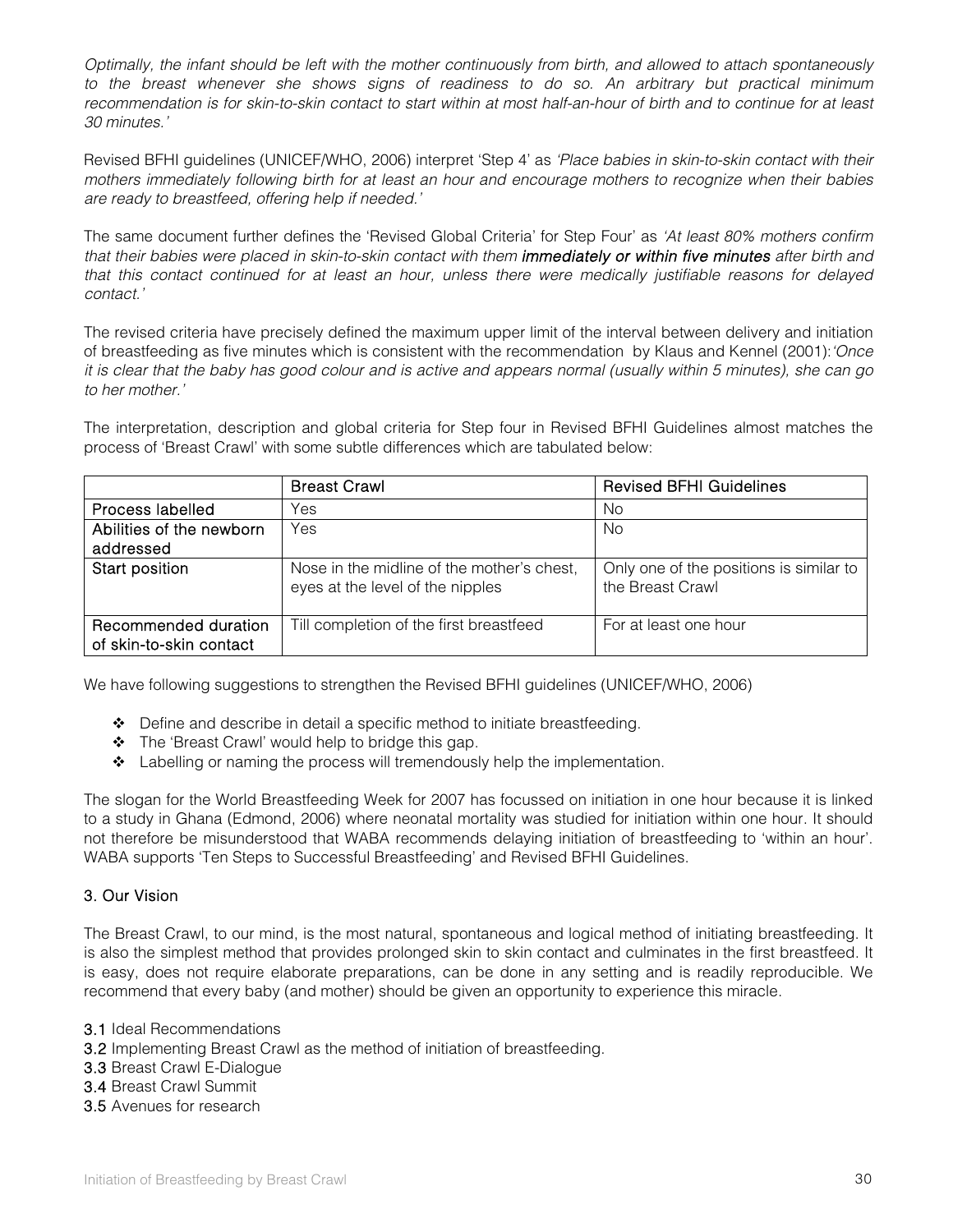*Optimally, the infant should be left with the mother continuously from birth, and allowed to attach spontaneously to the breast whenever she shows signs of readiness to do so. An arbitrary but practical minimum recommendation is for skin-to-skin contact to start within at most half-an-hour of birth and to continue for at least 30 minutes.'*

Revised BFHI guidelines (UNICEF/WHO, 2006) interpret 'Step 4' as *'Place babies in skin-to-skin contact with their mothers immediately following birth for at least an hour and encourage mothers to recognize when their babies are ready to breastfeed, offering help if needed.'*

The same document further defines the 'Revised Global Criteria' for Step Four' as *'At least 80% mothers confirm that their babies were placed in skin-to-skin contact with them* ***immediately or within five minutes*** *after birth and that this contact continued for at least an hour, unless there were medically justifiable reasons for delayed contact.'*

The revised criteria have precisely defined the maximum upper limit of the interval between delivery and initiation of breastfeeding as five minutes which is consistent with the recommendation by Klaus and Kennel (2001): *'Once it is clear that the baby has good colour and is active and appears normal (usually within 5 minutes), she can go to her mother.'*

The interpretation, description and global criteria for Step four in Revised BFHI Guidelines almost matches the process of 'Breast Crawl' with some subtle differences which are tabulated below:

| | Breast Crawl | Revised BFHI Guidelines |
|---|---|---|
| Process labelled | Yes | No |
| Abilities of the newborn addressed | Yes | No |
| Start position | Nose in the midline of the mother's chest, eyes at the level of the nipples | Only one of the positions is similar to the Breast Crawl |
| Recommended duration of skin-to-skin contact | Till completion of the first breastfeed | For at least one hour |

We have following suggestions to strengthen the Revised BFHI guidelines (UNICEF/WHO, 2006)

- Define and describe in detail a specific method to initiate breastfeeding.
- The 'Breast Crawl' would help to bridge this gap.
- Labelling or naming the process will tremendously help the implementation.

The slogan for the World Breastfeeding Week for 2007 has focussed on initiation in one hour because it is linked to a study in Ghana (Edmond, 2006) where neonatal mortality was studied for initiation within one hour. It should not therefore be misunderstood that WABA recommends delaying initiation of breastfeeding to 'within an hour'. WABA supports 'Ten Steps to Successful Breastfeeding' and Revised BFHI Guidelines.

## 3. Our Vision

The Breast Crawl, to our mind, is the most natural, spontaneous and logical method of initiating breastfeeding. It is also the simplest method that provides prolonged skin to skin contact and culminates in the first breastfeed. It is easy, does not require elaborate preparations, can be done in any setting and is readily reproducible. We recommend that every baby (and mother) should be given an opportunity to experience this miracle.

**3.1** Ideal Recommendations
**3.2** Implementing Breast Crawl as the method of initiation of breastfeeding.
**3.3** Breast Crawl E-Dialogue
**3.4** Breast Crawl Summit
**3.5** Avenues for research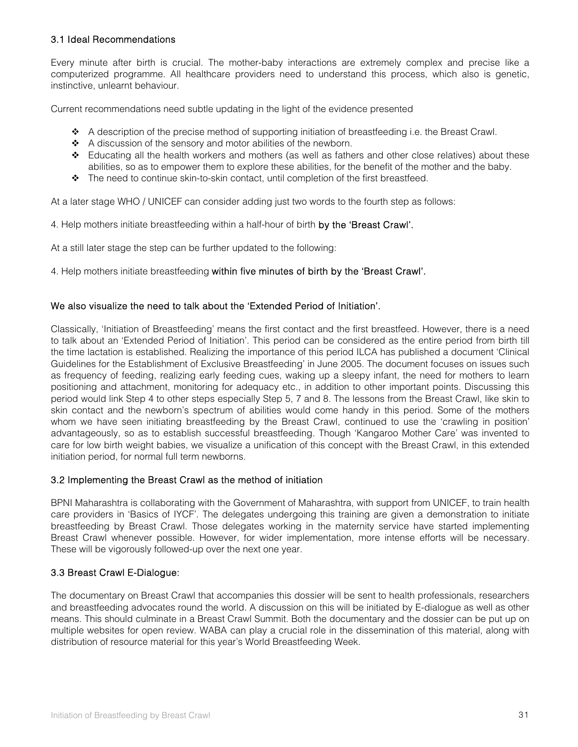### 3.1 Ideal Recommendations

Every minute after birth is crucial. The mother-baby interactions are extremely complex and precise like a computerized programme. All healthcare providers need to understand this process, which also is genetic, instinctive, unlearnt behaviour.

Current recommendations need subtle updating in the light of the evidence presented

- A description of the precise method of supporting initiation of breastfeeding i.e. the Breast Crawl.
- A discussion of the sensory and motor abilities of the newborn.
- Educating all the health workers and mothers (as well as fathers and other close relatives) about these abilities, so as to empower them to explore these abilities, for the benefit of the mother and the baby.
- The need to continue skin-to-skin contact, until completion of the first breastfeed.

At a later stage WHO / UNICEF can consider adding just two words to the fourth step as follows:

4. Help mothers initiate breastfeeding within a half-hour of birth **by the 'Breast Crawl'.**

At a still later stage the step can be further updated to the following:

4. Help mothers initiate breastfeeding **within five minutes of birth by the 'Breast Crawl'.**

#### We also visualize the need to talk about the 'Extended Period of Initiation'.

Classically, 'Initiation of Breastfeeding' means the first contact and the first breastfeed. However, there is a need to talk about an 'Extended Period of Initiation'. This period can be considered as the entire period from birth till the time lactation is established. Realizing the importance of this period ILCA has published a document 'Clinical Guidelines for the Establishment of Exclusive Breastfeeding' in June 2005. The document focuses on issues such as frequency of feeding, realizing early feeding cues, waking up a sleepy infant, the need for mothers to learn positioning and attachment, monitoring for adequacy etc., in addition to other important points. Discussing this period would link Step 4 to other steps especially Step 5, 7 and 8. The lessons from the Breast Crawl, like skin to skin contact and the newborn's spectrum of abilities would come handy in this period. Some of the mothers whom we have seen initiating breastfeeding by the Breast Crawl, continued to use the 'crawling in position' advantageously, so as to establish successful breastfeeding. Though 'Kangaroo Mother Care' was invented to care for low birth weight babies, we visualize a unification of this concept with the Breast Crawl, in this extended initiation period, for normal full term newborns.

### 3.2 Implementing the Breast Crawl as the method of initiation

BPNI Maharashtra is collaborating with the Government of Maharashtra, with support from UNICEF, to train health care providers in 'Basics of IYCF'. The delegates undergoing this training are given a demonstration to initiate breastfeeding by Breast Crawl. Those delegates working in the maternity service have started implementing Breast Crawl whenever possible. However, for wider implementation, more intense efforts will be necessary. These will be vigorously followed-up over the next one year.

### 3.3 Breast Crawl E-Dialogue:

The documentary on Breast Crawl that accompanies this dossier will be sent to health professionals, researchers and breastfeeding advocates round the world. A discussion on this will be initiated by E-dialogue as well as other means. This should culminate in a Breast Crawl Summit. Both the documentary and the dossier can be put up on multiple websites for open review. WABA can play a crucial role in the dissemination of this material, along with distribution of resource material for this year's World Breastfeeding Week.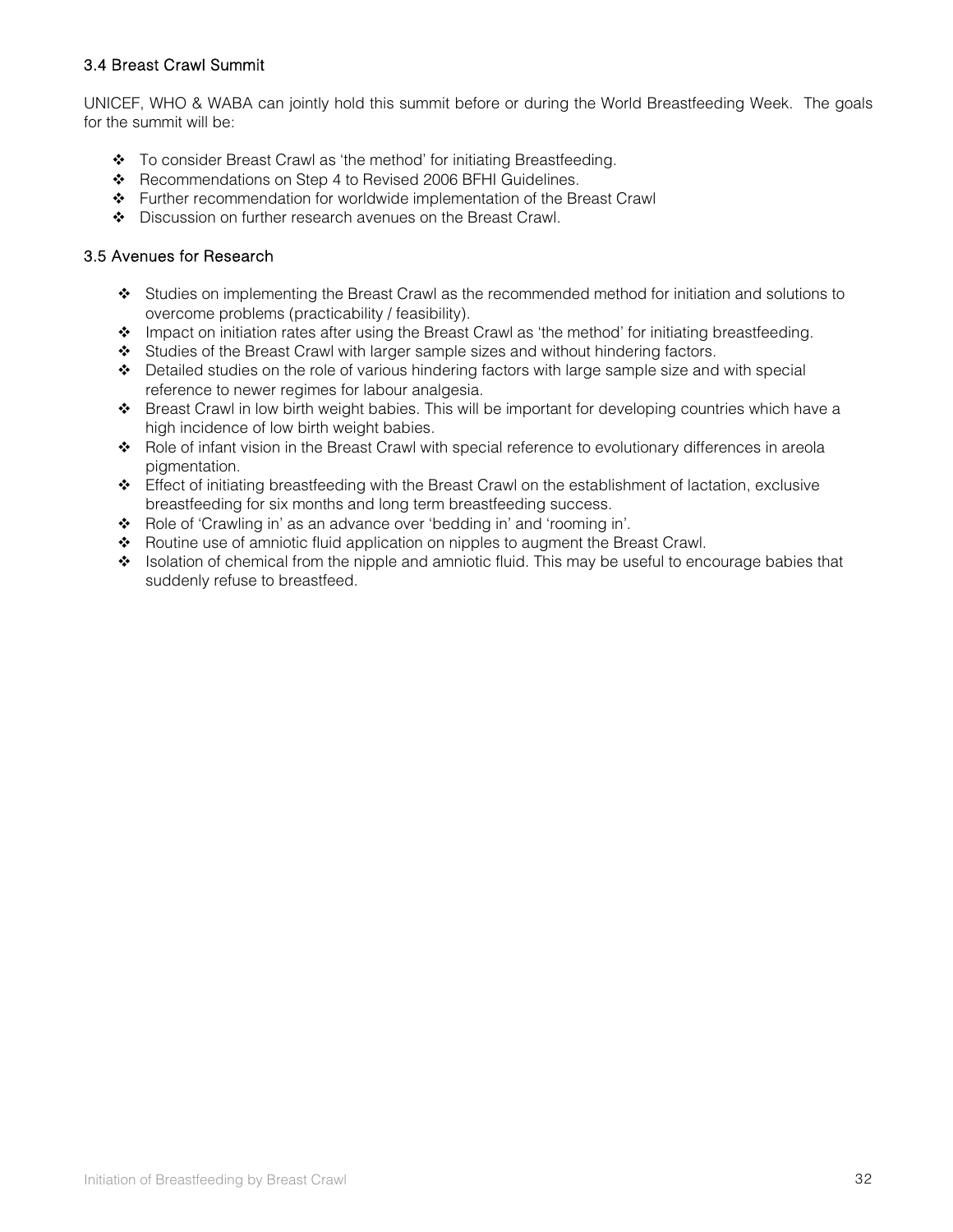### 3.4 Breast Crawl Summit

UNICEF, WHO & WABA can jointly hold this summit before or during the World Breastfeeding Week. The goals for the summit will be:

- To consider Breast Crawl as 'the method' for initiating Breastfeeding.
- Recommendations on Step 4 to Revised 2006 BFHI Guidelines.
- Further recommendation for worldwide implementation of the Breast Crawl
- Discussion on further research avenues on the Breast Crawl.

### 3.5 Avenues for Research

- Studies on implementing the Breast Crawl as the recommended method for initiation and solutions to overcome problems (practicability / feasibility).
- Impact on initiation rates after using the Breast Crawl as 'the method' for initiating breastfeeding.
- Studies of the Breast Crawl with larger sample sizes and without hindering factors.
- Detailed studies on the role of various hindering factors with large sample size and with special reference to newer regimes for labour analgesia.
- Breast Crawl in low birth weight babies. This will be important for developing countries which have a high incidence of low birth weight babies.
- Role of infant vision in the Breast Crawl with special reference to evolutionary differences in areola pigmentation.
- Effect of initiating breastfeeding with the Breast Crawl on the establishment of lactation, exclusive breastfeeding for six months and long term breastfeeding success.
- Role of 'Crawling in' as an advance over 'bedding in' and 'rooming in'.
- Routine use of amniotic fluid application on nipples to augment the Breast Crawl.
- Isolation of chemical from the nipple and amniotic fluid. This may be useful to encourage babies that suddenly refuse to breastfeed.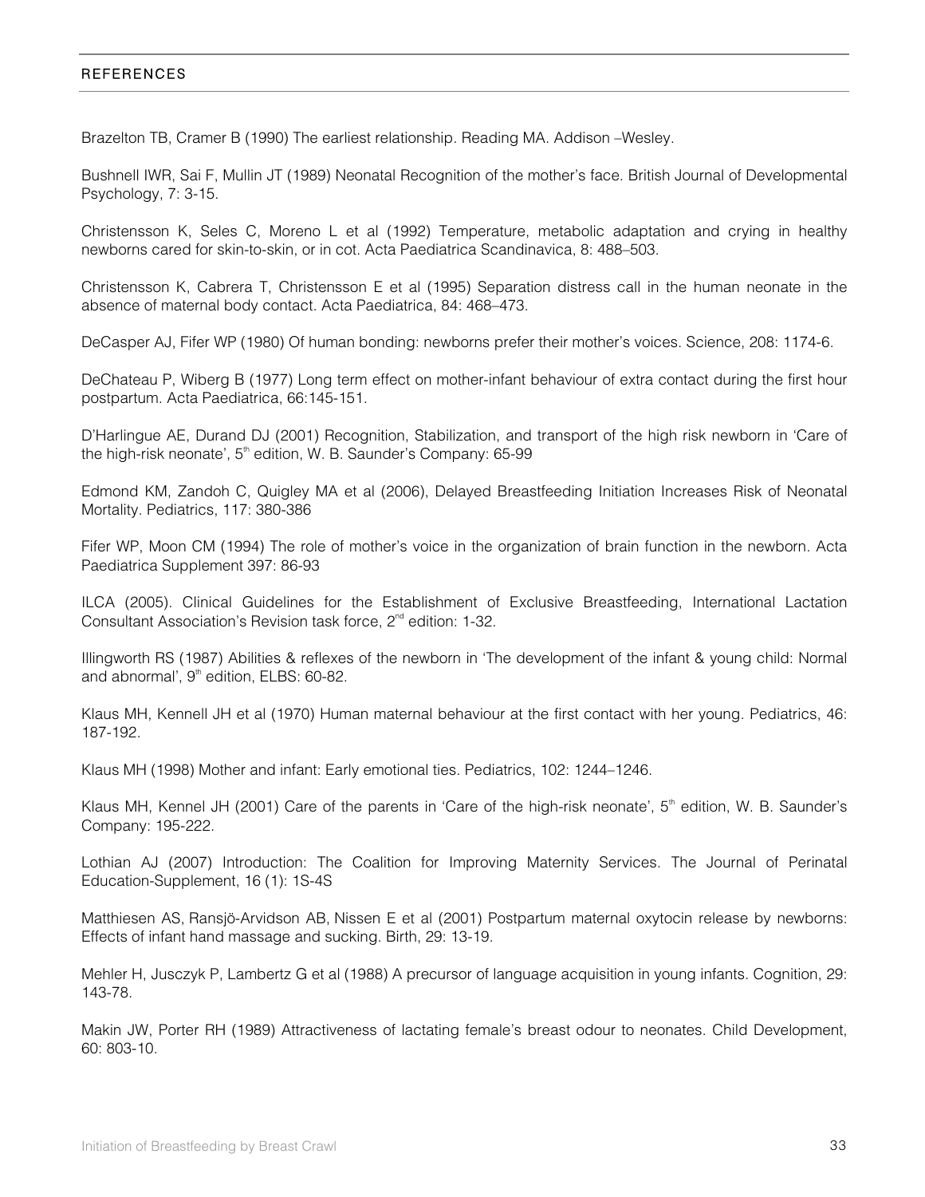## REFERENCES

Brazelton TB, Cramer B (1990) The earliest relationship. Reading MA. Addison –Wesley.

Bushnell IWR, Sai F, Mullin JT (1989) Neonatal Recognition of the mother's face. British Journal of Developmental Psychology, 7: 3-15.

Christensson K, Seles C, Moreno L et al (1992) Temperature, metabolic adaptation and crying in healthy newborns cared for skin-to-skin, or in cot. Acta Paediatrica Scandinavica, 8: 488–503.

Christensson K, Cabrera T, Christensson E et al (1995) Separation distress call in the human neonate in the absence of maternal body contact. Acta Paediatrica, 84: 468–473.

DeCasper AJ, Fifer WP (1980) Of human bonding: newborns prefer their mother's voices. Science, 208: 1174-6.

DeChateau P, Wiberg B (1977) Long term effect on mother-infant behaviour of extra contact during the first hour postpartum. Acta Paediatrica, 66:145-151.

D'Harlingue AE, Durand DJ (2001) Recognition, Stabilization, and transport of the high risk newborn in 'Care of the high-risk neonate', 5th edition, W. B. Saunder's Company: 65-99

Edmond KM, Zandoh C, Quigley MA et al (2006), Delayed Breastfeeding Initiation Increases Risk of Neonatal Mortality. Pediatrics, 117: 380-386

Fifer WP, Moon CM (1994) The role of mother's voice in the organization of brain function in the newborn. Acta Paediatrica Supplement 397: 86-93

ILCA (2005). Clinical Guidelines for the Establishment of Exclusive Breastfeeding, International Lactation Consultant Association's Revision task force, 2nd edition: 1-32.

Illingworth RS (1987) Abilities & reflexes of the newborn in 'The development of the infant & young child: Normal and abnormal', 9th edition, ELBS: 60-82.

Klaus MH, Kennell JH et al (1970) Human maternal behaviour at the first contact with her young. Pediatrics, 46: 187-192.

Klaus MH (1998) Mother and infant: Early emotional ties. Pediatrics, 102: 1244–1246.

Klaus MH, Kennel JH (2001) Care of the parents in 'Care of the high-risk neonate', 5th edition, W. B. Saunder's Company: 195-222.

Lothian AJ (2007) Introduction: The Coalition for Improving Maternity Services. The Journal of Perinatal Education-Supplement, 16 (1): 1S-4S

Matthiesen AS, Ransjö-Arvidson AB, Nissen E et al (2001) Postpartum maternal oxytocin release by newborns: Effects of infant hand massage and sucking. Birth, 29: 13-19.

Mehler H, Jusczyk P, Lambertz G et al (1988) A precursor of language acquisition in young infants. Cognition, 29: 143-78.

Makin JW, Porter RH (1989) Attractiveness of lactating female's breast odour to neonates. Child Development, 60: 803-10.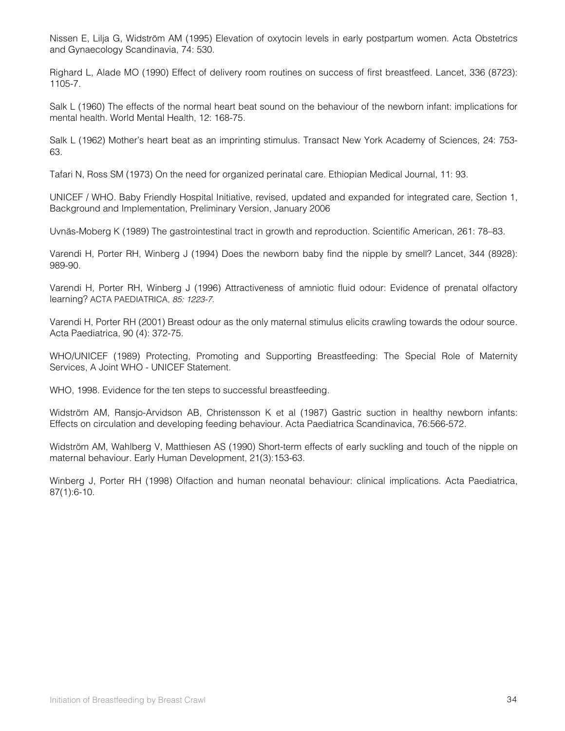Nissen E, Lilja G, Widström AM (1995) Elevation of oxytocin levels in early postpartum women. Acta Obstetrics and Gynaecology Scandinavia, 74: 530.

Righard L, Alade MO (1990) Effect of delivery room routines on success of first breastfeed. Lancet, 336 (8723): 1105-7.

Salk L (1960) The effects of the normal heart beat sound on the behaviour of the newborn infant: implications for mental health. World Mental Health, 12: 168-75.

Salk L (1962) Mother's heart beat as an imprinting stimulus. Transact New York Academy of Sciences, 24: 753-63.

Tafari N, Ross SM (1973) On the need for organized perinatal care. Ethiopian Medical Journal, 11: 93.

UNICEF / WHO. Baby Friendly Hospital Initiative, revised, updated and expanded for integrated care, Section 1, Background and Implementation, Preliminary Version, January 2006

Uvnäs-Moberg K (1989) The gastrointestinal tract in growth and reproduction. Scientific American, 261: 78–83.

Varendi H, Porter RH, Winberg J (1994) Does the newborn baby find the nipple by smell? Lancet, 344 (8928): 989-90.

Varendi H, Porter RH, Winberg J (1996) Attractiveness of amniotic fluid odour: Evidence of prenatal olfactory learning? ACTA PAEDIATRICA, *85: 1223-7.*

Varendi H, Porter RH (2001) Breast odour as the only maternal stimulus elicits crawling towards the odour source. Acta Paediatrica, 90 (4): 372-75.

WHO/UNICEF (1989) Protecting, Promoting and Supporting Breastfeeding: The Special Role of Maternity Services, A Joint WHO - UNICEF Statement.

WHO, 1998. Evidence for the ten steps to successful breastfeeding.

Widström AM, Ransjo-Arvidson AB, Christensson K et al (1987) Gastric suction in healthy newborn infants: Effects on circulation and developing feeding behaviour. Acta Paediatrica Scandinavica, 76:566-572.

Widström AM, Wahlberg V, Matthiesen AS (1990) Short-term effects of early suckling and touch of the nipple on maternal behaviour. Early Human Development, 21(3):153-63.

Winberg J, Porter RH (1998) Olfaction and human neonatal behaviour: clinical implications. Acta Paediatrica, 87(1):6-10.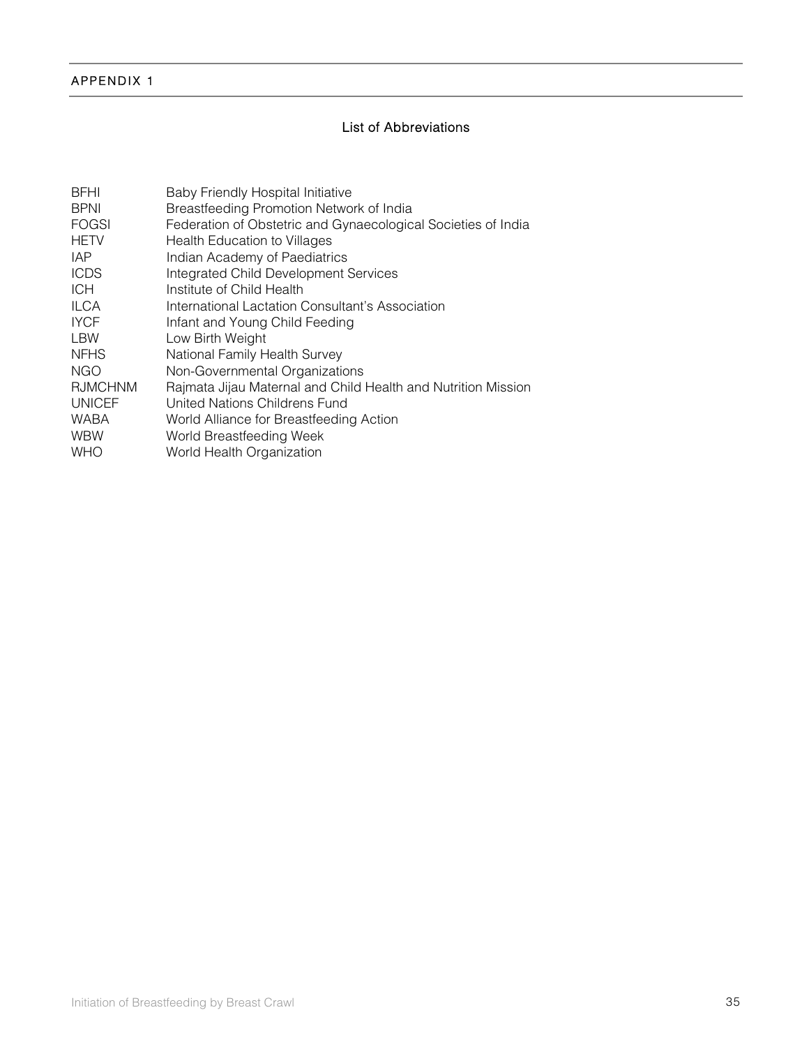## APPENDIX 1

### List of Abbreviations

| | |
|---|---|
| BFHI | Baby Friendly Hospital Initiative |
| BPNI | Breastfeeding Promotion Network of India |
| FOGSI | Federation of Obstetric and Gynaecological Societies of India |
| HETV | Health Education to Villages |
| IAP | Indian Academy of Paediatrics |
| ICDS | Integrated Child Development Services |
| ICH | Institute of Child Health |
| ILCA | International Lactation Consultant's Association |
| IYCF | Infant and Young Child Feeding |
| LBW | Low Birth Weight |
| NFHS | National Family Health Survey |
| NGO | Non-Governmental Organizations |
| RJMCHNM | Rajmata Jijau Maternal and Child Health and Nutrition Mission |
| UNICEF | United Nations Childrens Fund |
| WABA | World Alliance for Breastfeeding Action |
| WBW | World Breastfeeding Week |
| WHO | World Health Organization |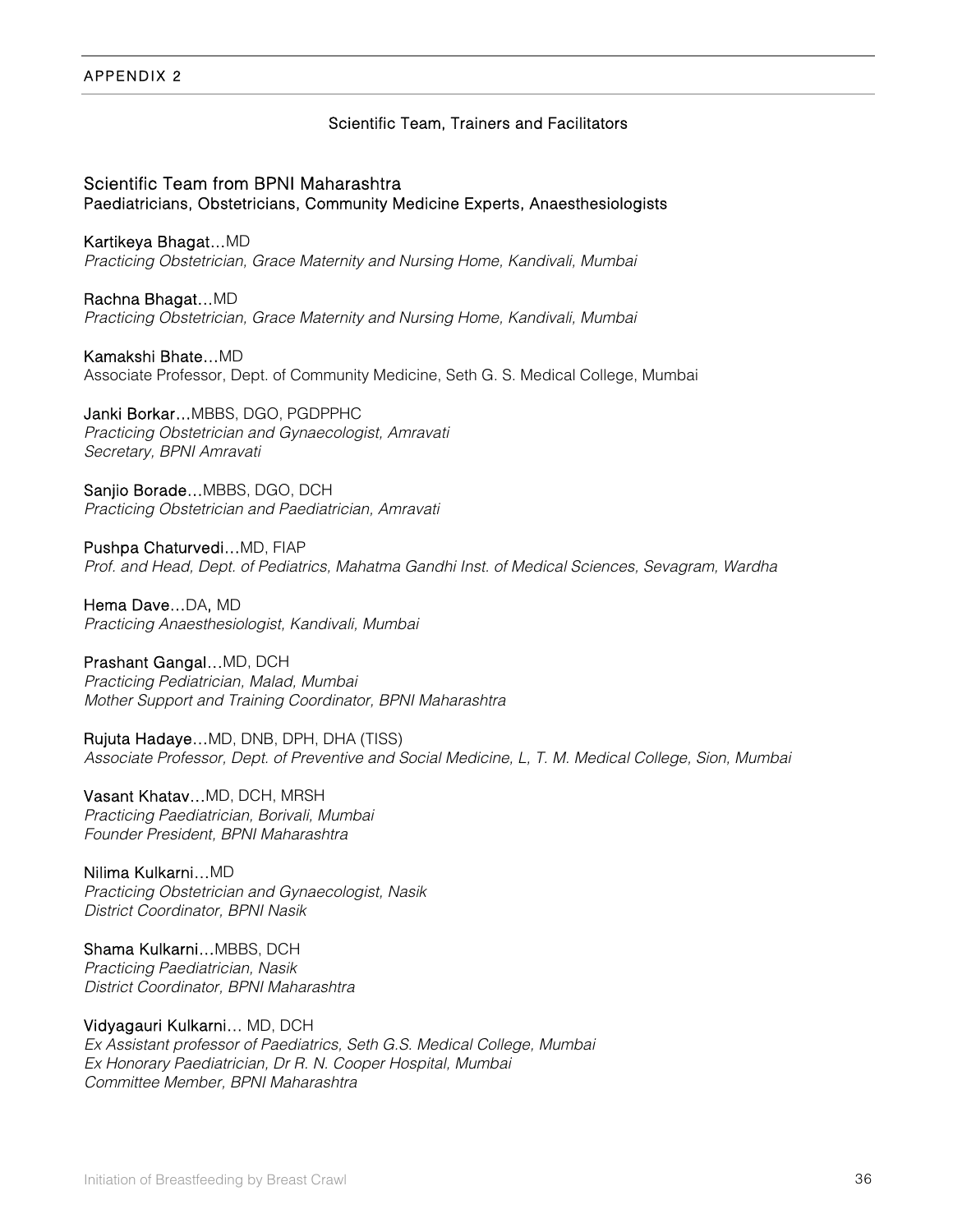APPENDIX 2

## Scientific Team, Trainers and Facilitators

### Scientific Team from BPNI Maharashtra

**Paediatricians, Obstetricians, Community Medicine Experts, Anaesthesiologists**

**Kartikeya Bhagat…**MD  
*Practicing Obstetrician, Grace Maternity and Nursing Home, Kandivali, Mumbai*

**Rachna Bhagat…**MD  
*Practicing Obstetrician, Grace Maternity and Nursing Home, Kandivali, Mumbai*

**Kamakshi Bhate…**MD  
Associate Professor, Dept. of Community Medicine, Seth G. S. Medical College, Mumbai

**Janki Borkar…**MBBS, DGO, PGDPPHC  
*Practicing Obstetrician and Gynaecologist, Amravati*  
*Secretary, BPNI Amravati*

**Sanjio Borade…**MBBS, DGO, DCH  
*Practicing Obstetrician and Paediatrician, Amravati*

**Pushpa Chaturvedi…**MD, FIAP  
*Prof. and Head, Dept. of Pediatrics, Mahatma Gandhi Inst. of Medical Sciences, Sevagram, Wardha*

**Hema Dave…**DA, MD  
*Practicing Anaesthesiologist, Kandivali, Mumbai*

**Prashant Gangal…**MD, DCH  
*Practicing Pediatrician, Malad, Mumbai*  
*Mother Support and Training Coordinator, BPNI Maharashtra*

**Rujuta Hadaye…**MD, DNB, DPH, DHA (TISS)  
*Associate Professor, Dept. of Preventive and Social Medicine, L, T. M. Medical College, Sion, Mumbai*

**Vasant Khatav…**MD, DCH, MRSH  
*Practicing Paediatrician, Borivali, Mumbai*  
*Founder President, BPNI Maharashtra*

**Nilima Kulkarni…**MD  
*Practicing Obstetrician and Gynaecologist, Nasik*  
*District Coordinator, BPNI Nasik*

**Shama Kulkarni…**MBBS, DCH  
*Practicing Paediatrician, Nasik*  
*District Coordinator, BPNI Maharashtra*

**Vidyagauri Kulkarni…** MD, DCH  
*Ex Assistant professor of Paediatrics, Seth G.S. Medical College, Mumbai*  
*Ex Honorary Paediatrician, Dr R. N. Cooper Hospital, Mumbai*  
*Committee Member, BPNI Maharashtra*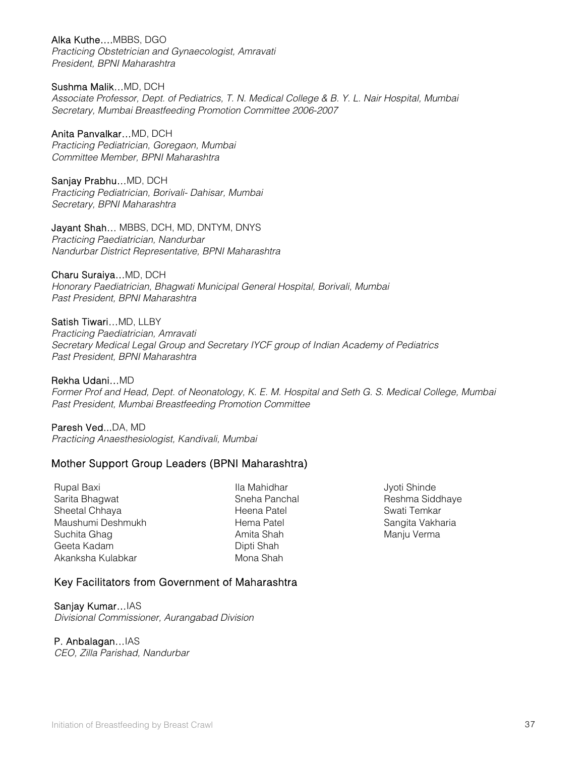**Alka Kuthe**….MBBS, DGO
*Practicing Obstetrician and Gynaecologist, Amravati*
*President, BPNI Maharashtra*

**Sushma Malik**…MD, DCH
*Associate Professor, Dept. of Pediatrics, T. N. Medical College & B. Y. L. Nair Hospital, Mumbai*
*Secretary, Mumbai Breastfeeding Promotion Committee 2006-2007*

**Anita Panvalkar**…MD, DCH
*Practicing Pediatrician, Goregaon, Mumbai*
*Committee Member, BPNI Maharashtra*

**Sanjay Prabhu**…MD, DCH
*Practicing Pediatrician, Borivali- Dahisar, Mumbai*
*Secretary, BPNI Maharashtra*

**Jayant Shah**… MBBS, DCH, MD, DNTYM, DNYS
*Practicing Paediatrician, Nandurbar*
*Nandurbar District Representative, BPNI Maharashtra*

**Charu Suraiya**…MD, DCH
*Honorary Paediatrician, Bhagwati Municipal General Hospital, Borivali, Mumbai*
*Past President, BPNI Maharashtra*

**Satish Tiwari**…MD, LLBY
*Practicing Paediatrician, Amravati*
*Secretary Medical Legal Group and Secretary IYCF group of Indian Academy of Pediatrics*
*Past President, BPNI Maharashtra*

**Rekha Udani**…MD
*Former Prof and Head, Dept. of Neonatology, K. E. M. Hospital and Seth G. S. Medical College, Mumbai*
*Past President, Mumbai Breastfeeding Promotion Committee*

**Paresh Ved**...DA, MD
*Practicing Anaesthesiologist, Kandivali, Mumbai*

## Mother Support Group Leaders (BPNI Maharashtra)

Rupal Baxi
Sarita Bhagwat
Sheetal Chhaya
Maushumi Deshmukh
Suchita Ghag
Geeta Kadam
Akanksha Kulabkar
Ila Mahidhar
Sneha Panchal
Heena Patel
Hema Patel
Amita Shah
Dipti Shah
Mona Shah
Jyoti Shinde
Reshma Siddhaye
Swati Temkar
Sangita Vakharia
Manju Verma

## Key Facilitators from Government of Maharashtra

**Sanjay Kumar**…IAS
*Divisional Commissioner, Aurangabad Division*

**P. Anbalagan**…IAS
*CEO, Zilla Parishad, Nandurbar*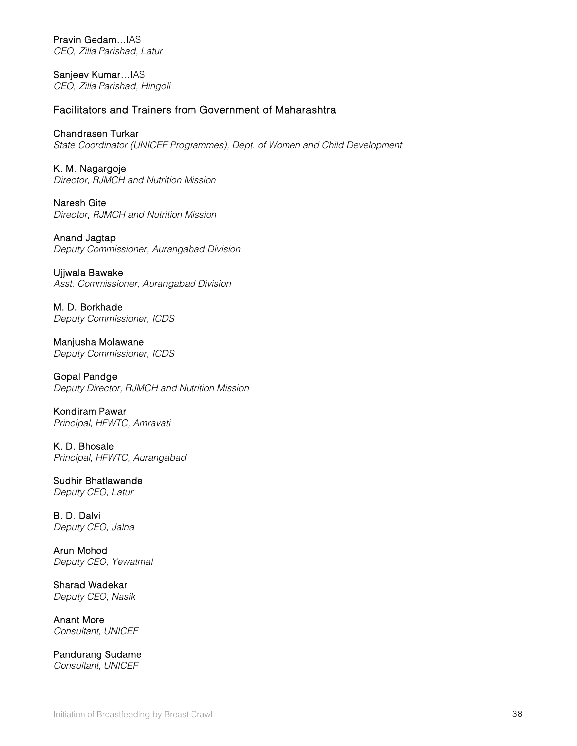Pravin Gedam…IAS
*CEO, Zilla Parishad, Latur*

Sanjeev Kumar…IAS
*CEO, Zilla Parishad, Hingoli*

## Facilitators and Trainers from Government of Maharashtra

Chandrasen Turkar
*State Coordinator (UNICEF Programmes), Dept. of Women and Child Development*

K. M. Nagargoje
*Director, RJMCH and Nutrition Mission*

Naresh Gite
*Director, RJMCH and Nutrition Mission*

Anand Jagtap
*Deputy Commissioner, Aurangabad Division*

Ujjwala Bawake
*Asst. Commissioner, Aurangabad Division*

M. D. Borkhade
*Deputy Commissioner, ICDS*

Manjusha Molawane
*Deputy Commissioner, ICDS*

Gopal Pandge
*Deputy Director, RJMCH and Nutrition Mission*

Kondiram Pawar
*Principal, HFWTC, Amravati*

K. D. Bhosale
*Principal, HFWTC, Aurangabad*

Sudhir Bhatlawande
*Deputy CEO, Latur*

B. D. Dalvi
*Deputy CEO, Jalna*

Arun Mohod
*Deputy CEO, Yewatmal*

Sharad Wadekar
*Deputy CEO, Nasik*

Anant More
*Consultant, UNICEF*

Pandurang Sudame
*Consultant, UNICEF*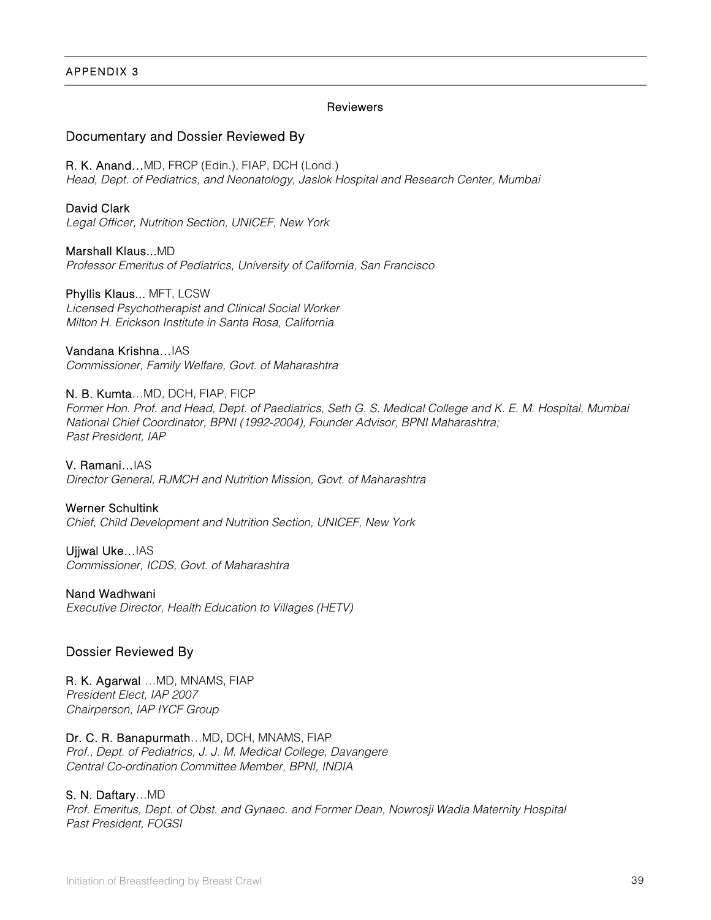APPENDIX 3

Reviewers

## Documentary and Dossier Reviewed By

**R. K. Anand**…MD, FRCP (Edin.), FIAP, DCH (Lond.)
*Head, Dept. of Pediatrics, and Neonatology, Jaslok Hospital and Research Center, Mumbai*

**David Clark**
*Legal Officer, Nutrition Section, UNICEF, New York*

**Marshall Klaus**...MD
*Professor Emeritus of Pediatrics, University of California, San Francisco*

**Phyllis Klaus**... MFT, LCSW
*Licensed Psychotherapist and Clinical Social Worker*
*Milton H. Erickson Institute in Santa Rosa, California*

**Vandana Krishna**…IAS
*Commissioner, Family Welfare, Govt. of Maharashtra*

**N. B. Kumta**…MD, DCH, FIAP, FICP
*Former Hon. Prof. and Head, Dept. of Paediatrics, Seth G. S. Medical College and K. E. M. Hospital, Mumbai*
*National Chief Coordinator, BPNI (1992-2004), Founder Advisor, BPNI Maharashtra;*
*Past President, IAP*

**V. Ramani**…IAS
*Director General, RJMCH and Nutrition Mission, Govt. of Maharashtra*

**Werner Schultink**
*Chief, Child Development and Nutrition Section, UNICEF, New York*

**Ujjwal Uke**…IAS
*Commissioner, ICDS, Govt. of Maharashtra*

**Nand Wadhwani**
*Executive Director, Health Education to Villages (HETV)*

## Dossier Reviewed By

**R. K. Agarwal** …MD, MNAMS, FIAP
*President Elect, IAP 2007*
*Chairperson, IAP IYCF Group*

**Dr. C. R. Banapurmath**…MD, DCH, MNAMS, FIAP
*Prof., Dept. of Pediatrics, J. J. M. Medical College, Davangere*
*Central Co-ordination Committee Member, BPNI, INDIA*

**S. N. Daftary**…MD
*Prof. Emeritus, Dept. of Obst. and Gynaec. and Former Dean, Nowrosji Wadia Maternity Hospital*
*Past President, FOGSI*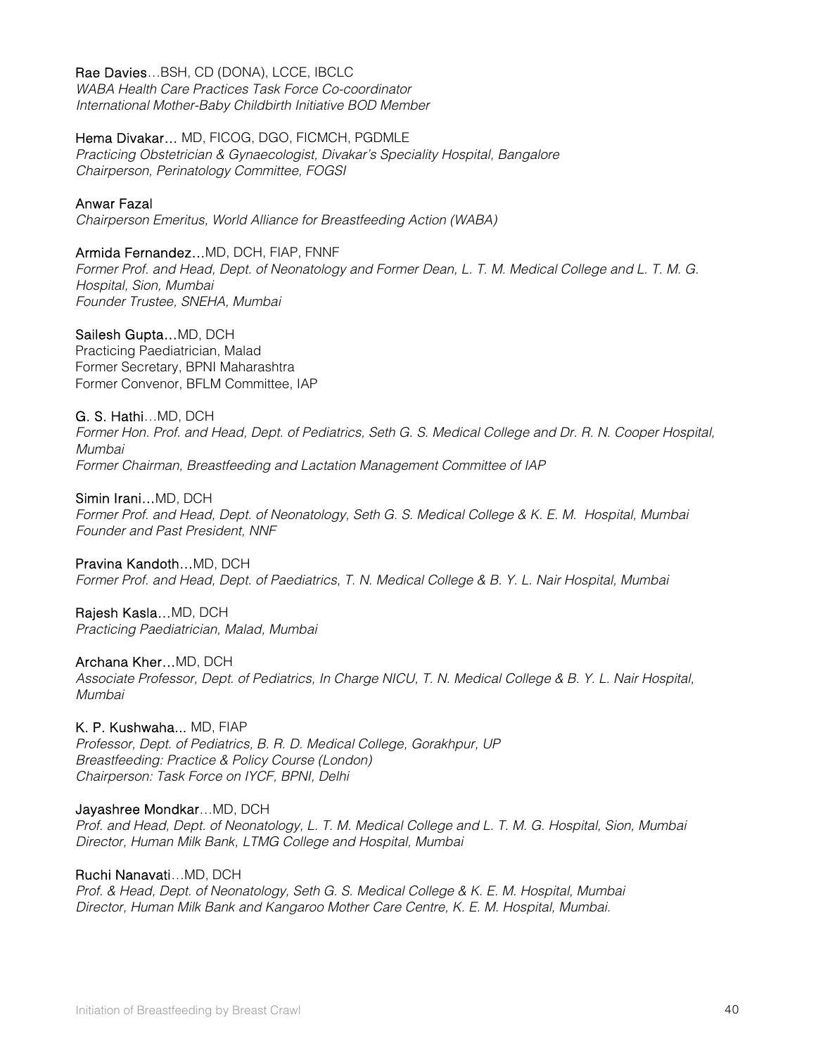Rae Davies…BSH, CD (DONA), LCCE, IBCLC
*WABA Health Care Practices Task Force Co-coordinator*
*International Mother-Baby Childbirth Initiative BOD Member*

Hema Divakar… MD, FICOG, DGO, FICMCH, PGDMLE
*Practicing Obstetrician & Gynaecologist, Divakar's Speciality Hospital, Bangalore*
*Chairperson, Perinatology Committee, FOGSI*

Anwar Fazal
*Chairperson Emeritus, World Alliance for Breastfeeding Action (WABA)*

Armida Fernandez…MD, DCH, FIAP, FNNF
*Former Prof. and Head, Dept. of Neonatology and Former Dean, L. T. M. Medical College and L. T. M. G. Hospital, Sion, Mumbai*
*Founder Trustee, SNEHA, Mumbai*

Sailesh Gupta…MD, DCH
Practicing Paediatrician, Malad
Former Secretary, BPNI Maharashtra
Former Convenor, BFLM Committee, IAP

G. S. Hathi…MD, DCH
*Former Hon. Prof. and Head, Dept. of Pediatrics, Seth G. S. Medical College and Dr. R. N. Cooper Hospital, Mumbai*
*Former Chairman, Breastfeeding and Lactation Management Committee of IAP*

Simin Irani…MD, DCH
*Former Prof. and Head, Dept. of Neonatology, Seth G. S. Medical College & K. E. M. Hospital, Mumbai*
*Founder and Past President, NNF*

Pravina Kandoth…MD, DCH
*Former Prof. and Head, Dept. of Paediatrics, T. N. Medical College & B. Y. L. Nair Hospital, Mumbai*

Rajesh Kasla…MD, DCH
*Practicing Paediatrician, Malad, Mumbai*

Archana Kher…MD, DCH
*Associate Professor, Dept. of Pediatrics, In Charge NICU, T. N. Medical College & B. Y. L. Nair Hospital, Mumbai*

K. P. Kushwaha... MD, FIAP
*Professor, Dept. of Pediatrics, B. R. D. Medical College, Gorakhpur, UP*
*Breastfeeding: Practice & Policy Course (London)*
*Chairperson: Task Force on IYCF, BPNI, Delhi*

Jayashree Mondkar…MD, DCH
*Prof. and Head, Dept. of Neonatology, L. T. M. Medical College and L. T. M. G. Hospital, Sion, Mumbai*
*Director, Human Milk Bank, LTMG College and Hospital, Mumbai*

Ruchi Nanavati…MD, DCH
*Prof. & Head, Dept. of Neonatology, Seth G. S. Medical College & K. E. M. Hospital, Mumbai*
*Director, Human Milk Bank and Kangaroo Mother Care Centre, K. E. M. Hospital, Mumbai.*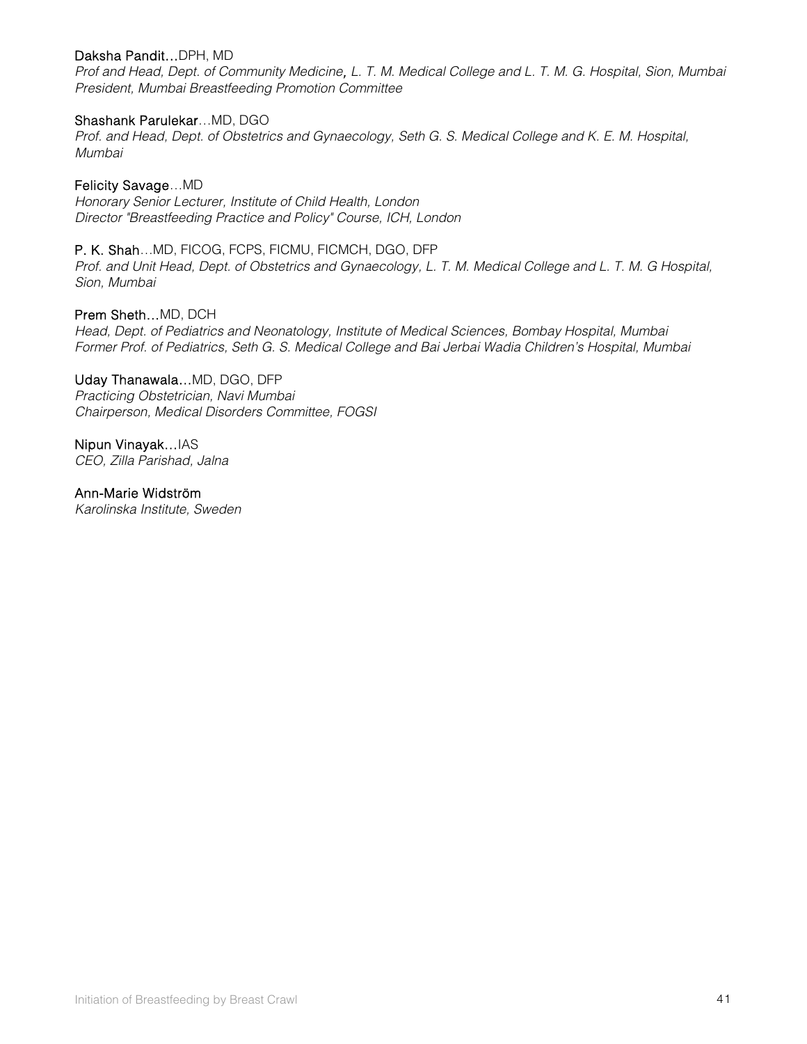**Daksha Pandit**…DPH, MD
*Prof and Head, Dept. of Community Medicine, L. T. M. Medical College and L. T. M. G. Hospital, Sion, Mumbai*
*President, Mumbai Breastfeeding Promotion Committee*

**Shashank Parulekar**…MD, DGO
*Prof. and Head, Dept. of Obstetrics and Gynaecology, Seth G. S. Medical College and K. E. M. Hospital, Mumbai*

**Felicity Savage**…MD
*Honorary Senior Lecturer, Institute of Child Health, London*
*Director "Breastfeeding Practice and Policy" Course, ICH, London*

**P. K. Shah**…MD, FICOG, FCPS, FICMU, FICMCH, DGO, DFP
*Prof. and Unit Head, Dept. of Obstetrics and Gynaecology, L. T. M. Medical College and L. T. M. G Hospital, Sion, Mumbai*

**Prem Sheth**…MD, DCH
*Head, Dept. of Pediatrics and Neonatology, Institute of Medical Sciences, Bombay Hospital, Mumbai*
*Former Prof. of Pediatrics, Seth G. S. Medical College and Bai Jerbai Wadia Children's Hospital, Mumbai*

**Uday Thanawala**…MD, DGO, DFP
*Practicing Obstetrician, Navi Mumbai*
*Chairperson, Medical Disorders Committee, FOGSI*

**Nipun Vinayak**…IAS
*CEO, Zilla Parishad, Jalna*

**Ann-Marie Widström**
*Karolinska Institute, Sweden*